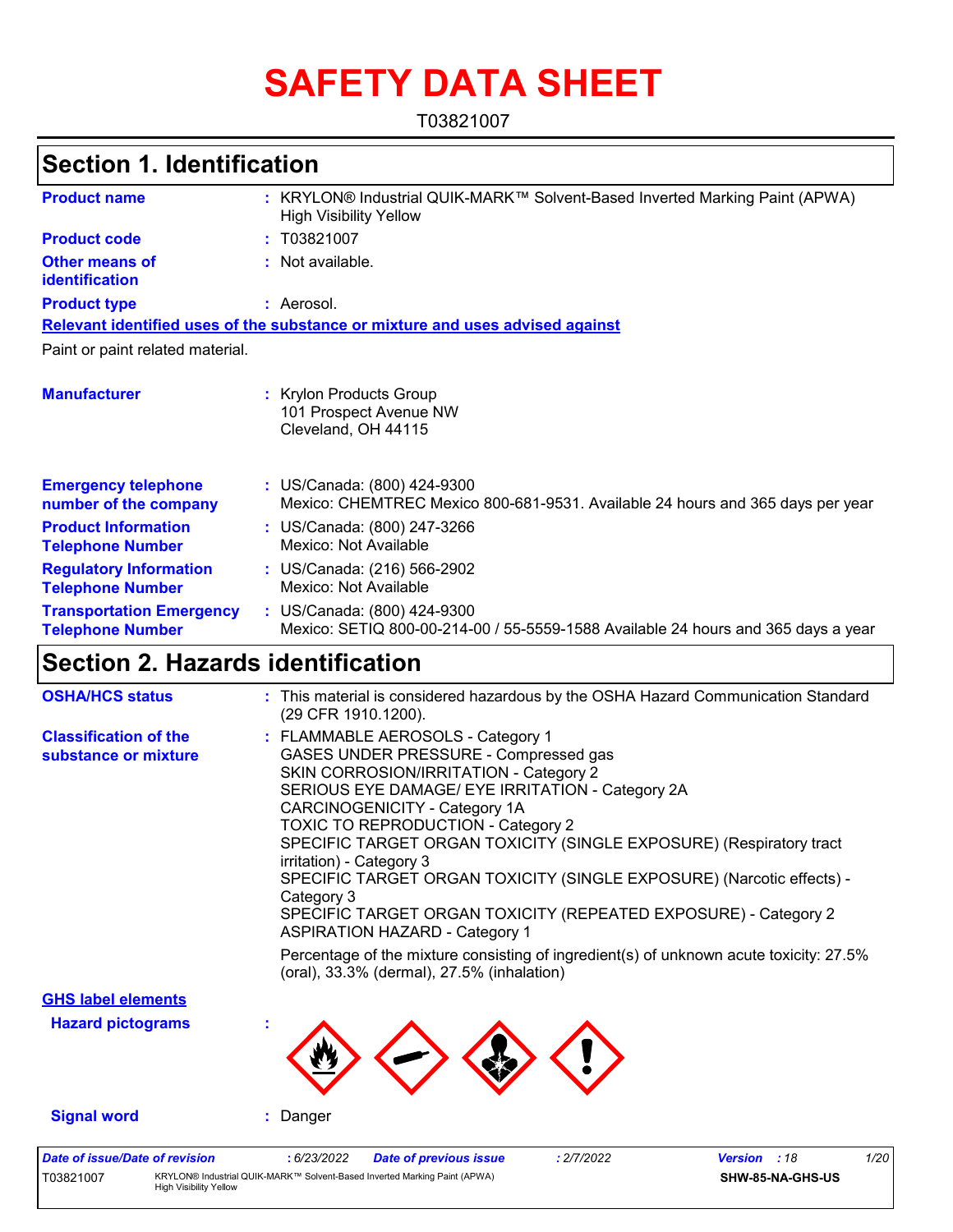# SAFETY DATA SHEET

T03821007

## Section 1. Identification

| | |
|---|---|
| **Product name** | : KRYLON® Industrial QUIK-MARK™ Solvent-Based Inverted Marking Paint (APWA) High Visibility Yellow |
| **Product code** | : T03821007 |
| **Other means of identification** | : Not available. |
| **Product type** | : Aerosol. |

**Relevant identified uses of the substance or mixture and uses advised against**

Paint or paint related material.

| | |
|---|---|
| **Manufacturer** | : Krylon Products Group<br>101 Prospect Avenue NW<br>Cleveland, OH 44115 |
| **Emergency telephone number of the company** | : US/Canada: (800) 424-9300<br>Mexico: CHEMTREC Mexico 800-681-9531. Available 24 hours and 365 days per year |
| **Product Information Telephone Number** | : US/Canada: (800) 247-3266<br>Mexico: Not Available |
| **Regulatory Information Telephone Number** | : US/Canada: (216) 566-2902<br>Mexico: Not Available |
| **Transportation Emergency Telephone Number** | : US/Canada: (800) 424-9300<br>Mexico: SETIQ 800-00-214-00 / 55-5559-1588 Available 24 hours and 365 days a year |

## Section 2. Hazards identification

**OSHA/HCS status** : This material is considered hazardous by the OSHA Hazard Communication Standard (29 CFR 1910.1200).

**Classification of the substance or mixture** :
FLAMMABLE AEROSOLS - Category 1
GASES UNDER PRESSURE - Compressed gas
SKIN CORROSION/IRRITATION - Category 2
SERIOUS EYE DAMAGE/ EYE IRRITATION - Category 2A
CARCINOGENICITY - Category 1A
TOXIC TO REPRODUCTION - Category 2
SPECIFIC TARGET ORGAN TOXICITY (SINGLE EXPOSURE) (Respiratory tract irritation) - Category 3
SPECIFIC TARGET ORGAN TOXICITY (SINGLE EXPOSURE) (Narcotic effects) - Category 3
SPECIFIC TARGET ORGAN TOXICITY (REPEATED EXPOSURE) - Category 2
ASPIRATION HAZARD - Category 1

Percentage of the mixture consisting of ingredient(s) of unknown acute toxicity: 27.5% (oral), 33.3% (dermal), 27.5% (inhalation)

**GHS label elements**

**Hazard pictograms** :

**Signal word** : Danger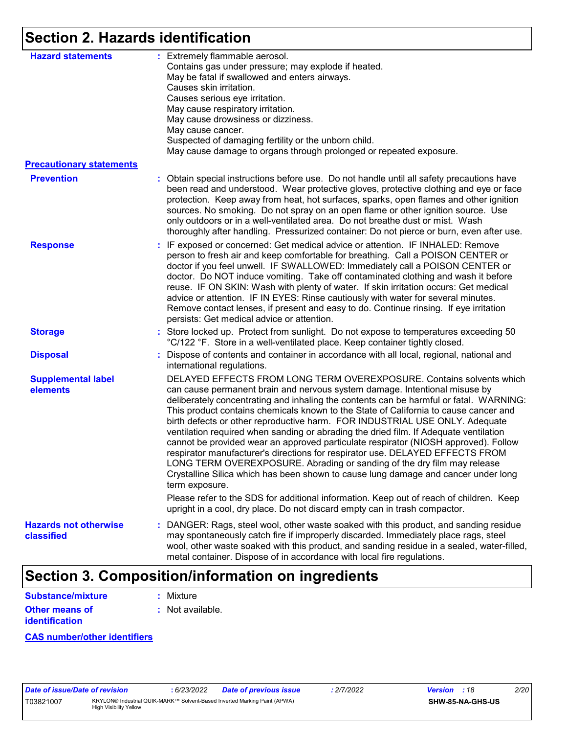## Section 2. Hazards identification

**Hazard statements** : Extremely flammable aerosol.
Contains gas under pressure; may explode if heated.
May be fatal if swallowed and enters airways.
Causes skin irritation.
Causes serious eye irritation.
May cause respiratory irritation.
May cause drowsiness or dizziness.
May cause cancer.
Suspected of damaging fertility or the unborn child.
May cause damage to organs through prolonged or repeated exposure.

**Precautionary statements**

**Prevention** : Obtain special instructions before use. Do not handle until all safety precautions have been read and understood. Wear protective gloves, protective clothing and eye or face protection. Keep away from heat, hot surfaces, sparks, open flames and other ignition sources. No smoking. Do not spray on an open flame or other ignition source. Use only outdoors or in a well-ventilated area. Do not breathe dust or mist. Wash thoroughly after handling. Pressurized container: Do not pierce or burn, even after use.

**Response** : IF exposed or concerned: Get medical advice or attention. IF INHALED: Remove person to fresh air and keep comfortable for breathing. Call a POISON CENTER or doctor if you feel unwell. IF SWALLOWED: Immediately call a POISON CENTER or doctor. Do NOT induce vomiting. Take off contaminated clothing and wash it before reuse. IF ON SKIN: Wash with plenty of water. If skin irritation occurs: Get medical advice or attention. IF IN EYES: Rinse cautiously with water for several minutes. Remove contact lenses, if present and easy to do. Continue rinsing. If eye irritation persists: Get medical advice or attention.

**Storage** : Store locked up. Protect from sunlight. Do not expose to temperatures exceeding 50 °C/122 °F. Store in a well-ventilated place. Keep container tightly closed.

**Disposal** : Dispose of contents and container in accordance with all local, regional, national and international regulations.

**Supplemental label elements** DELAYED EFFECTS FROM LONG TERM OVEREXPOSURE. Contains solvents which can cause permanent brain and nervous system damage. Intentional misuse by deliberately concentrating and inhaling the contents can be harmful or fatal. WARNING: This product contains chemicals known to the State of California to cause cancer and birth defects or other reproductive harm. FOR INDUSTRIAL USE ONLY. Adequate ventilation required when sanding or abrading the dried film. If Adequate ventilation cannot be provided wear an approved particulate respirator (NIOSH approved). Follow respirator manufacturer's directions for respirator use. DELAYED EFFECTS FROM LONG TERM OVEREXPOSURE. Abrading or sanding of the dry film may release Crystalline Silica which has been shown to cause lung damage and cancer under long term exposure.

Please refer to the SDS for additional information. Keep out of reach of children. Keep upright in a cool, dry place. Do not discard empty can in trash compactor.

**Hazards not otherwise classified** : DANGER: Rags, steel wool, other waste soaked with this product, and sanding residue may spontaneously catch fire if improperly discarded. Immediately place rags, steel wool, other waste soaked with this product, and sanding residue in a sealed, water-filled, metal container. Dispose of in accordance with local fire regulations.

## Section 3. Composition/information on ingredients

**Substance/mixture** : Mixture

**Other means of identification** : Not available.

**CAS number/other identifiers**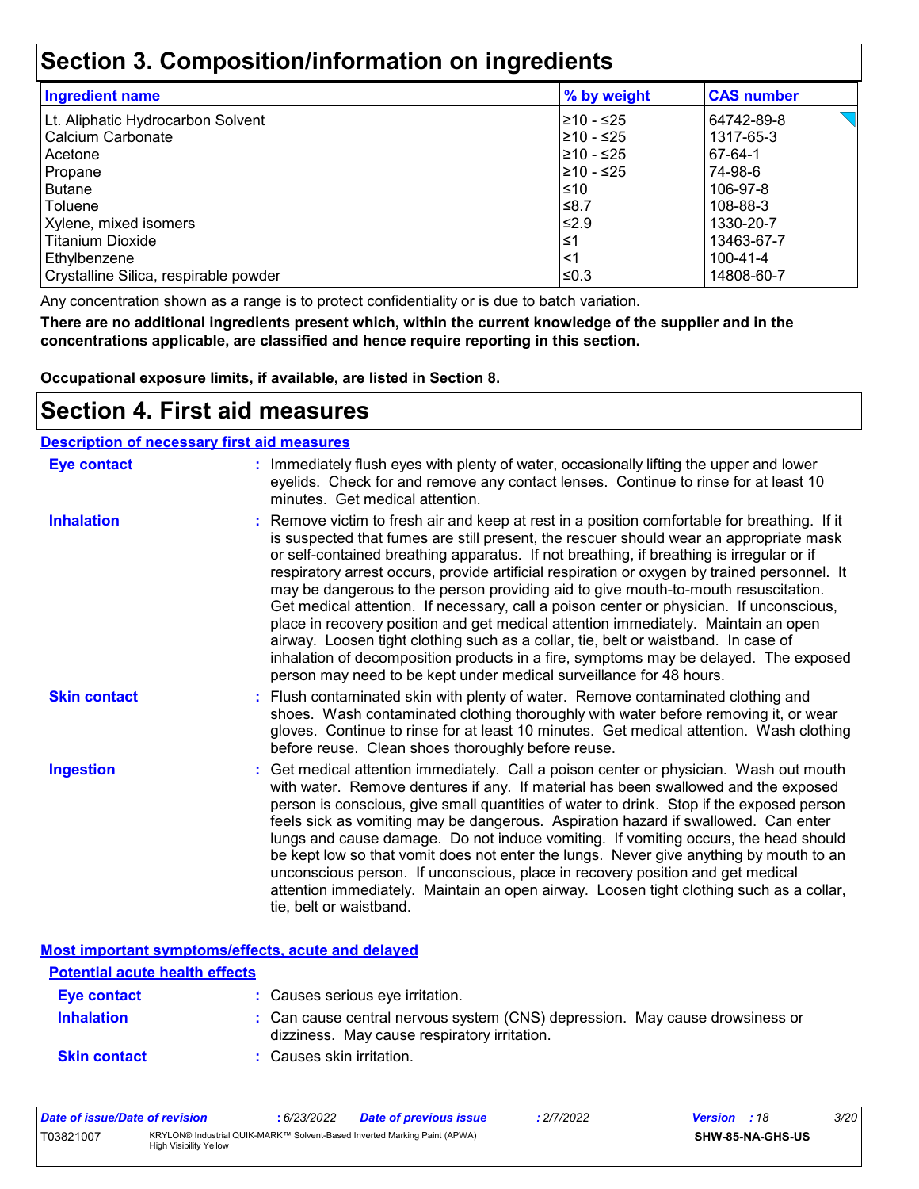# Section 3. Composition/information on ingredients

| Ingredient name | % by weight | CAS number |
| --- | --- | --- |
| Lt. Aliphatic Hydrocarbon Solvent | ≥10 - ≤25 | 64742-89-8 |
| Calcium Carbonate | ≥10 - ≤25 | 1317-65-3 |
| Acetone | ≥10 - ≤25 | 67-64-1 |
| Propane | ≥10 - ≤25 | 74-98-6 |
| Butane | ≤10 | 106-97-8 |
| Toluene | ≤8.7 | 108-88-3 |
| Xylene, mixed isomers | ≤2.9 | 1330-20-7 |
| Titanium Dioxide | ≤1 | 13463-67-7 |
| Ethylbenzene | <1 | 100-41-4 |
| Crystalline Silica, respirable powder | ≤0.3 | 14808-60-7 |

Any concentration shown as a range is to protect confidentiality or is due to batch variation.

**There are no additional ingredients present which, within the current knowledge of the supplier and in the concentrations applicable, are classified and hence require reporting in this section.**

**Occupational exposure limits, if available, are listed in Section 8.**

# Section 4. First aid measures

## Description of necessary first aid measures

**Eye contact** : Immediately flush eyes with plenty of water, occasionally lifting the upper and lower eyelids. Check for and remove any contact lenses. Continue to rinse for at least 10 minutes. Get medical attention.

**Inhalation** : Remove victim to fresh air and keep at rest in a position comfortable for breathing. If it is suspected that fumes are still present, the rescuer should wear an appropriate mask or self-contained breathing apparatus. If not breathing, if breathing is irregular or if respiratory arrest occurs, provide artificial respiration or oxygen by trained personnel. It may be dangerous to the person providing aid to give mouth-to-mouth resuscitation. Get medical attention. If necessary, call a poison center or physician. If unconscious, place in recovery position and get medical attention immediately. Maintain an open airway. Loosen tight clothing such as a collar, tie, belt or waistband. In case of inhalation of decomposition products in a fire, symptoms may be delayed. The exposed person may need to be kept under medical surveillance for 48 hours.

**Skin contact** : Flush contaminated skin with plenty of water. Remove contaminated clothing and shoes. Wash contaminated clothing thoroughly with water before removing it, or wear gloves. Continue to rinse for at least 10 minutes. Get medical attention. Wash clothing before reuse. Clean shoes thoroughly before reuse.

**Ingestion** : Get medical attention immediately. Call a poison center or physician. Wash out mouth with water. Remove dentures if any. If material has been swallowed and the exposed person is conscious, give small quantities of water to drink. Stop if the exposed person feels sick as vomiting may be dangerous. Aspiration hazard if swallowed. Can enter lungs and cause damage. Do not induce vomiting. If vomiting occurs, the head should be kept low so that vomit does not enter the lungs. Never give anything by mouth to an unconscious person. If unconscious, place in recovery position and get medical attention immediately. Maintain an open airway. Loosen tight clothing such as a collar, tie, belt or waistband.

## Most important symptoms/effects, acute and delayed

### Potential acute health effects

**Eye contact** : Causes serious eye irritation.

**Inhalation** : Can cause central nervous system (CNS) depression. May cause drowsiness or dizziness. May cause respiratory irritation.

**Skin contact** : Causes skin irritation.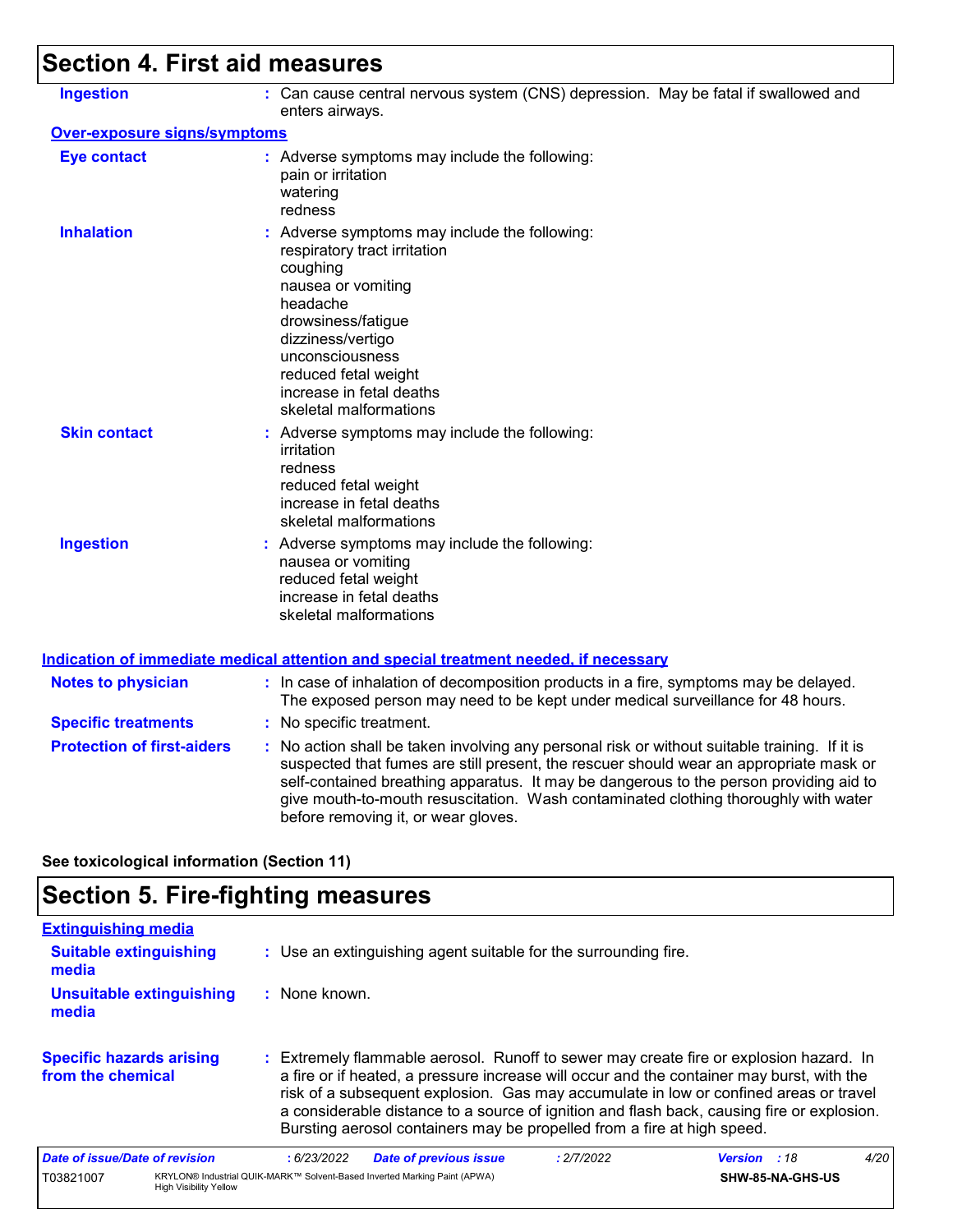## Section 4. First aid measures

**Ingestion** : Can cause central nervous system (CNS) depression. May be fatal if swallowed and enters airways.

**Over-exposure signs/symptoms**

**Eye contact** : Adverse symptoms may include the following:
pain or irritation
watering
redness

**Inhalation** : Adverse symptoms may include the following:
respiratory tract irritation
coughing
nausea or vomiting
headache
drowsiness/fatigue
dizziness/vertigo
unconsciousness
reduced fetal weight
increase in fetal deaths
skeletal malformations

**Skin contact** : Adverse symptoms may include the following:
irritation
redness
reduced fetal weight
increase in fetal deaths
skeletal malformations

**Ingestion** : Adverse symptoms may include the following:
nausea or vomiting
reduced fetal weight
increase in fetal deaths
skeletal malformations

**Indication of immediate medical attention and special treatment needed, if necessary**

**Notes to physician** : In case of inhalation of decomposition products in a fire, symptoms may be delayed. The exposed person may need to be kept under medical surveillance for 48 hours.

**Specific treatments** : No specific treatment.

**Protection of first-aiders** : No action shall be taken involving any personal risk or without suitable training. If it is suspected that fumes are still present, the rescuer should wear an appropriate mask or self-contained breathing apparatus. It may be dangerous to the person providing aid to give mouth-to-mouth resuscitation. Wash contaminated clothing thoroughly with water before removing it, or wear gloves.

**See toxicological information (Section 11)**

## Section 5. Fire-fighting measures

**Extinguishing media**

**Suitable extinguishing media** : Use an extinguishing agent suitable for the surrounding fire.

**Unsuitable extinguishing media** : None known.

**Specific hazards arising from the chemical** : Extremely flammable aerosol. Runoff to sewer may create fire or explosion hazard. In a fire or if heated, a pressure increase will occur and the container may burst, with the risk of a subsequent explosion. Gas may accumulate in low or confined areas or travel a considerable distance to a source of ignition and flash back, causing fire or explosion. Bursting aerosol containers may be propelled from a fire at high speed.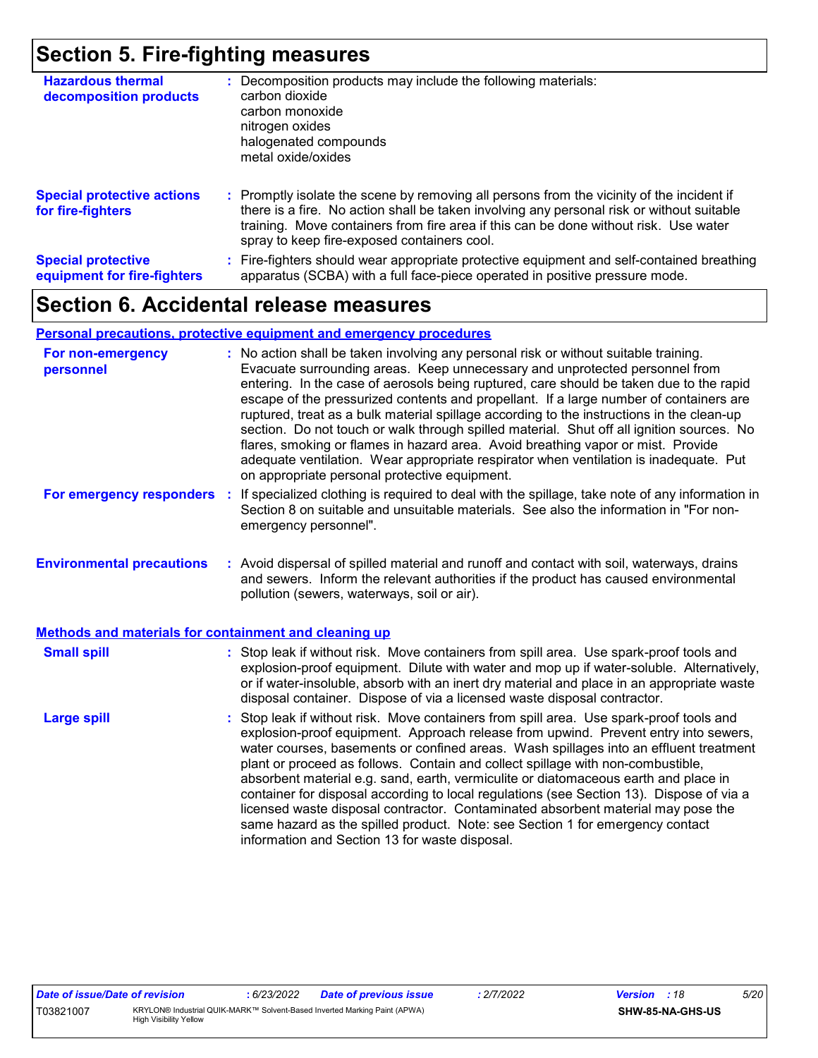## Section 5. Fire-fighting measures

**Hazardous thermal decomposition products** : Decomposition products may include the following materials:
carbon dioxide
carbon monoxide
nitrogen oxides
halogenated compounds
metal oxide/oxides

**Special protective actions for fire-fighters** : Promptly isolate the scene by removing all persons from the vicinity of the incident if there is a fire. No action shall be taken involving any personal risk or without suitable training. Move containers from fire area if this can be done without risk. Use water spray to keep fire-exposed containers cool.

**Special protective equipment for fire-fighters** : Fire-fighters should wear appropriate protective equipment and self-contained breathing apparatus (SCBA) with a full face-piece operated in positive pressure mode.

## Section 6. Accidental release measures

### Personal precautions, protective equipment and emergency procedures

**For non-emergency personnel** : No action shall be taken involving any personal risk or without suitable training. Evacuate surrounding areas. Keep unnecessary and unprotected personnel from entering. In the case of aerosols being ruptured, care should be taken due to the rapid escape of the pressurized contents and propellant. If a large number of containers are ruptured, treat as a bulk material spillage according to the instructions in the clean-up section. Do not touch or walk through spilled material. Shut off all ignition sources. No flares, smoking or flames in hazard area. Avoid breathing vapor or mist. Provide adequate ventilation. Wear appropriate respirator when ventilation is inadequate. Put on appropriate personal protective equipment.

**For emergency responders** : If specialized clothing is required to deal with the spillage, take note of any information in Section 8 on suitable and unsuitable materials. See also the information in "For non-emergency personnel".

**Environmental precautions** : Avoid dispersal of spilled material and runoff and contact with soil, waterways, drains and sewers. Inform the relevant authorities if the product has caused environmental pollution (sewers, waterways, soil or air).

### Methods and materials for containment and cleaning up

**Small spill** : Stop leak if without risk. Move containers from spill area. Use spark-proof tools and explosion-proof equipment. Dilute with water and mop up if water-soluble. Alternatively, or if water-insoluble, absorb with an inert dry material and place in an appropriate waste disposal container. Dispose of via a licensed waste disposal contractor.

**Large spill** : Stop leak if without risk. Move containers from spill area. Use spark-proof tools and explosion-proof equipment. Approach release from upwind. Prevent entry into sewers, water courses, basements or confined areas. Wash spillages into an effluent treatment plant or proceed as follows. Contain and collect spillage with non-combustible, absorbent material e.g. sand, earth, vermiculite or diatomaceous earth and place in container for disposal according to local regulations (see Section 13). Dispose of via a licensed waste disposal contractor. Contaminated absorbent material may pose the same hazard as the spilled product. Note: see Section 1 for emergency contact information and Section 13 for waste disposal.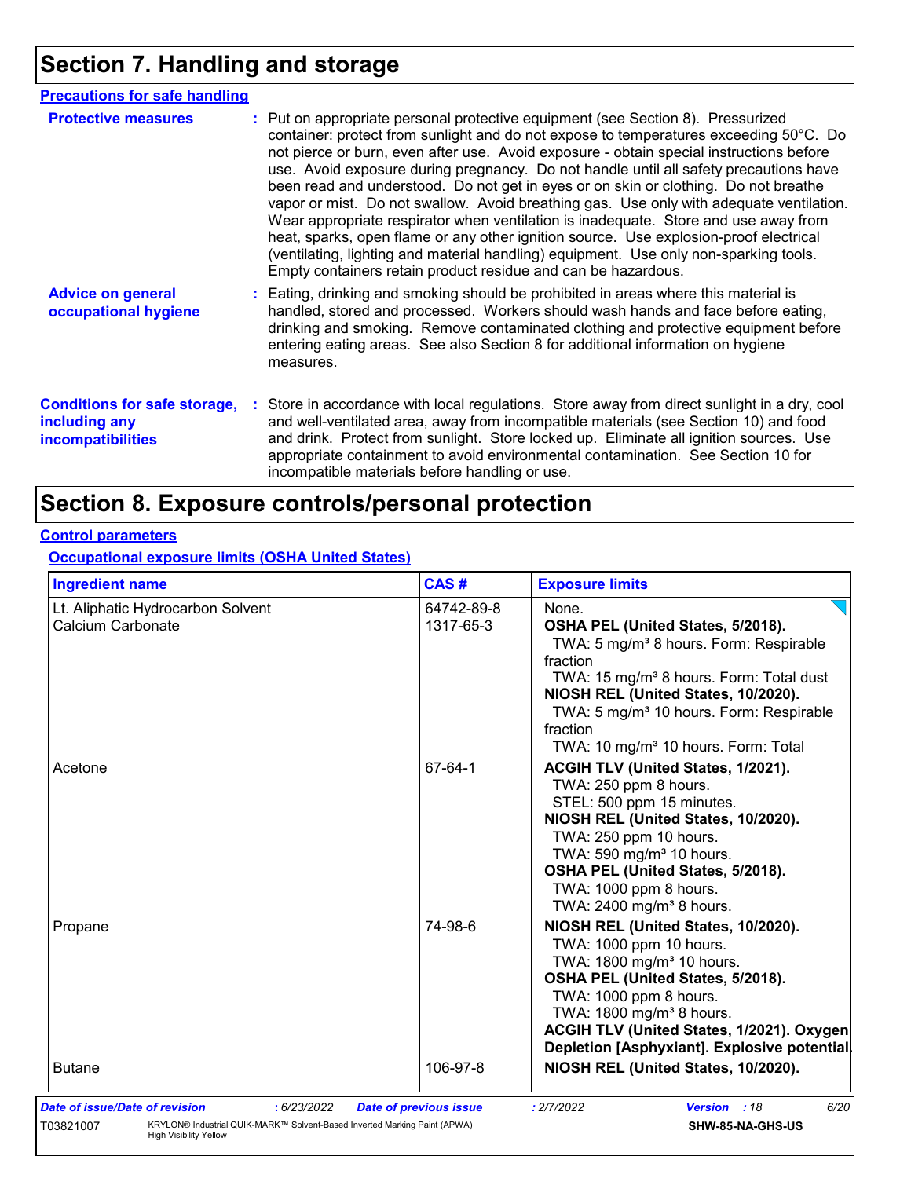# Section 7. Handling and storage

## Precautions for safe handling

**Protective measures** : Put on appropriate personal protective equipment (see Section 8). Pressurized container: protect from sunlight and do not expose to temperatures exceeding 50°C. Do not pierce or burn, even after use. Avoid exposure - obtain special instructions before use. Avoid exposure during pregnancy. Do not handle until all safety precautions have been read and understood. Do not get in eyes or on skin or clothing. Do not breathe vapor or mist. Do not swallow. Avoid breathing gas. Use only with adequate ventilation. Wear appropriate respirator when ventilation is inadequate. Store and use away from heat, sparks, open flame or any other ignition source. Use explosion-proof electrical (ventilating, lighting and material handling) equipment. Use only non-sparking tools. Empty containers retain product residue and can be hazardous.

**Advice on general occupational hygiene** : Eating, drinking and smoking should be prohibited in areas where this material is handled, stored and processed. Workers should wash hands and face before eating, drinking and smoking. Remove contaminated clothing and protective equipment before entering eating areas. See also Section 8 for additional information on hygiene measures.

**Conditions for safe storage, including any incompatibilities** : Store in accordance with local regulations. Store away from direct sunlight in a dry, cool and well-ventilated area, away from incompatible materials (see Section 10) and food and drink. Protect from sunlight. Store locked up. Eliminate all ignition sources. Use appropriate containment to avoid environmental contamination. See Section 10 for incompatible materials before handling or use.

# Section 8. Exposure controls/personal protection

## Control parameters

### Occupational exposure limits (OSHA United States)

| Ingredient name | CAS # | Exposure limits |
|---|---|---|
| Lt. Aliphatic Hydrocarbon Solvent | 64742-89-8 | None. |
| Calcium Carbonate | 1317-65-3 | **OSHA PEL (United States, 5/2018).**<br>TWA: 5 mg/m³ 8 hours. Form: Respirable fraction<br>TWA: 15 mg/m³ 8 hours. Form: Total dust<br>**NIOSH REL (United States, 10/2020).**<br>TWA: 5 mg/m³ 10 hours. Form: Respirable fraction<br>TWA: 10 mg/m³ 10 hours. Form: Total |
| Acetone | 67-64-1 | **ACGIH TLV (United States, 1/2021).**<br>TWA: 250 ppm 8 hours.<br>STEL: 500 ppm 15 minutes.<br>**NIOSH REL (United States, 10/2020).**<br>TWA: 250 ppm 10 hours.<br>TWA: 590 mg/m³ 10 hours.<br>**OSHA PEL (United States, 5/2018).**<br>TWA: 1000 ppm 8 hours.<br>TWA: 2400 mg/m³ 8 hours. |
| Propane | 74-98-6 | **NIOSH REL (United States, 10/2020).**<br>TWA: 1000 ppm 10 hours.<br>TWA: 1800 mg/m³ 10 hours.<br>**OSHA PEL (United States, 5/2018).**<br>TWA: 1000 ppm 8 hours.<br>TWA: 1800 mg/m³ 8 hours.<br>**ACGIH TLV (United States, 1/2021). Oxygen Depletion [Asphyxiant]. Explosive potential.** |
| Butane | 106-97-8 | **NIOSH REL (United States, 10/2020).** |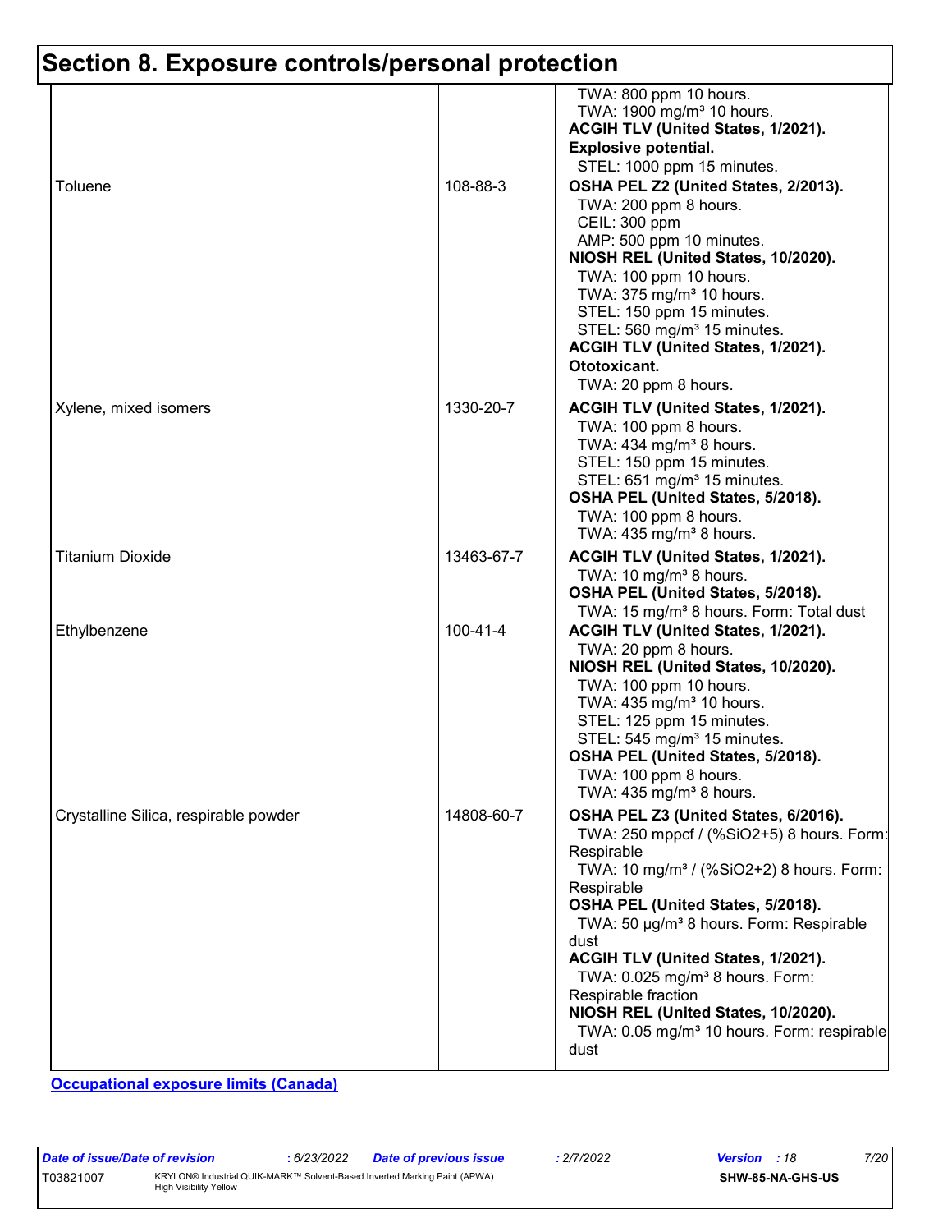# Section 8. Exposure controls/personal protection

| | | |
|---|---|---|
| | | TWA: 800 ppm 10 hours.<br>TWA: 1900 mg/m³ 10 hours.<br>**ACGIH TLV (United States, 1/2021).**<br>**Explosive potential.**<br>STEL: 1000 ppm 15 minutes. |
| Toluene | 108-88-3 | **OSHA PEL Z2 (United States, 2/2013).**<br>TWA: 200 ppm 8 hours.<br>CEIL: 300 ppm<br>AMP: 500 ppm 10 minutes.<br>**NIOSH REL (United States, 10/2020).**<br>TWA: 100 ppm 10 hours.<br>TWA: 375 mg/m³ 10 hours.<br>STEL: 150 ppm 15 minutes.<br>STEL: 560 mg/m³ 15 minutes.<br>**ACGIH TLV (United States, 1/2021).**<br>**Ototoxicant.**<br>TWA: 20 ppm 8 hours. |
| Xylene, mixed isomers | 1330-20-7 | **ACGIH TLV (United States, 1/2021).**<br>TWA: 100 ppm 8 hours.<br>TWA: 434 mg/m³ 8 hours.<br>STEL: 150 ppm 15 minutes.<br>STEL: 651 mg/m³ 15 minutes.<br>**OSHA PEL (United States, 5/2018).**<br>TWA: 100 ppm 8 hours.<br>TWA: 435 mg/m³ 8 hours. |
| Titanium Dioxide | 13463-67-7 | **ACGIH TLV (United States, 1/2021).**<br>TWA: 10 mg/m³ 8 hours.<br>**OSHA PEL (United States, 5/2018).**<br>TWA: 15 mg/m³ 8 hours. Form: Total dust |
| Ethylbenzene | 100-41-4 | **ACGIH TLV (United States, 1/2021).**<br>TWA: 20 ppm 8 hours.<br>**NIOSH REL (United States, 10/2020).**<br>TWA: 100 ppm 10 hours.<br>TWA: 435 mg/m³ 10 hours.<br>STEL: 125 ppm 15 minutes.<br>STEL: 545 mg/m³ 15 minutes.<br>**OSHA PEL (United States, 5/2018).**<br>TWA: 100 ppm 8 hours.<br>TWA: 435 mg/m³ 8 hours. |
| Crystalline Silica, respirable powder | 14808-60-7 | **OSHA PEL Z3 (United States, 6/2016).**<br>TWA: 250 mppcf / (%SiO2+5) 8 hours. Form: Respirable<br>TWA: 10 mg/m³ / (%SiO2+2) 8 hours. Form: Respirable<br>**OSHA PEL (United States, 5/2018).**<br>TWA: 50 µg/m³ 8 hours. Form: Respirable dust<br>**ACGIH TLV (United States, 1/2021).**<br>TWA: 0.025 mg/m³ 8 hours. Form: Respirable fraction<br>**NIOSH REL (United States, 10/2020).**<br>TWA: 0.05 mg/m³ 10 hours. Form: respirable dust |

**Occupational exposure limits (Canada)**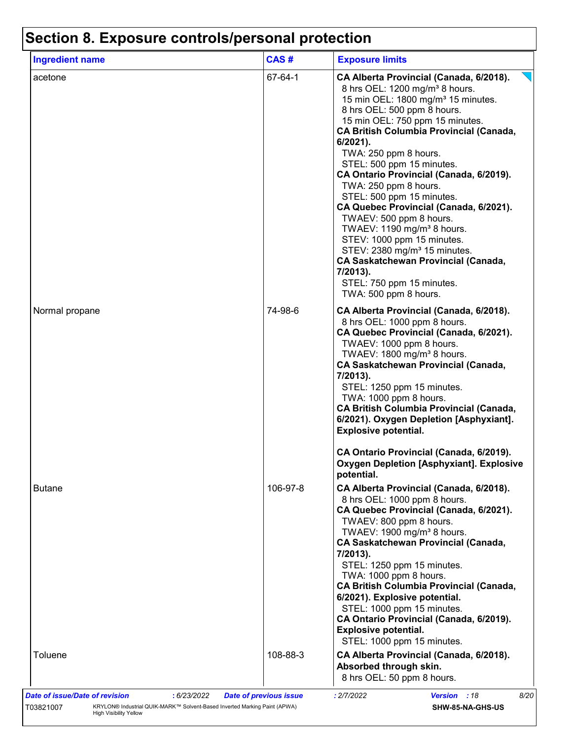# Section 8. Exposure controls/personal protection

| Ingredient name | CAS # | Exposure limits |
| --- | --- | --- |
| acetone | 67-64-1 | **CA Alberta Provincial (Canada, 6/2018).**<br>8 hrs OEL: 1200 mg/m³ 8 hours.<br>15 min OEL: 1800 mg/m³ 15 minutes.<br>8 hrs OEL: 500 ppm 8 hours.<br>15 min OEL: 750 ppm 15 minutes.<br>**CA British Columbia Provincial (Canada, 6/2021).**<br>TWA: 250 ppm 8 hours.<br>STEL: 500 ppm 15 minutes.<br>**CA Ontario Provincial (Canada, 6/2019).**<br>TWA: 250 ppm 8 hours.<br>STEL: 500 ppm 15 minutes.<br>**CA Quebec Provincial (Canada, 6/2021).**<br>TWAEV: 500 ppm 8 hours.<br>TWAEV: 1190 mg/m³ 8 hours.<br>STEV: 1000 ppm 15 minutes.<br>STEV: 2380 mg/m³ 15 minutes.<br>**CA Saskatchewan Provincial (Canada, 7/2013).**<br>STEL: 750 ppm 15 minutes.<br>TWA: 500 ppm 8 hours. |
| Normal propane | 74-98-6 | **CA Alberta Provincial (Canada, 6/2018).**<br>8 hrs OEL: 1000 ppm 8 hours.<br>**CA Quebec Provincial (Canada, 6/2021).**<br>TWAEV: 1000 ppm 8 hours.<br>TWAEV: 1800 mg/m³ 8 hours.<br>**CA Saskatchewan Provincial (Canada, 7/2013).**<br>STEL: 1250 ppm 15 minutes.<br>TWA: 1000 ppm 8 hours.<br>**CA British Columbia Provincial (Canada, 6/2021). Oxygen Depletion [Asphyxiant]. Explosive potential.**<br><br>**CA Ontario Provincial (Canada, 6/2019). Oxygen Depletion [Asphyxiant]. Explosive potential.** |
| Butane | 106-97-8 | **CA Alberta Provincial (Canada, 6/2018).**<br>8 hrs OEL: 1000 ppm 8 hours.<br>**CA Quebec Provincial (Canada, 6/2021).**<br>TWAEV: 800 ppm 8 hours.<br>TWAEV: 1900 mg/m³ 8 hours.<br>**CA Saskatchewan Provincial (Canada, 7/2013).**<br>STEL: 1250 ppm 15 minutes.<br>TWA: 1000 ppm 8 hours.<br>**CA British Columbia Provincial (Canada, 6/2021). Explosive potential.**<br>STEL: 1000 ppm 15 minutes.<br>**CA Ontario Provincial (Canada, 6/2019). Explosive potential.**<br>STEL: 1000 ppm 15 minutes. |
| Toluene | 108-88-3 | **CA Alberta Provincial (Canada, 6/2018). Absorbed through skin.**<br>8 hrs OEL: 50 ppm 8 hours. |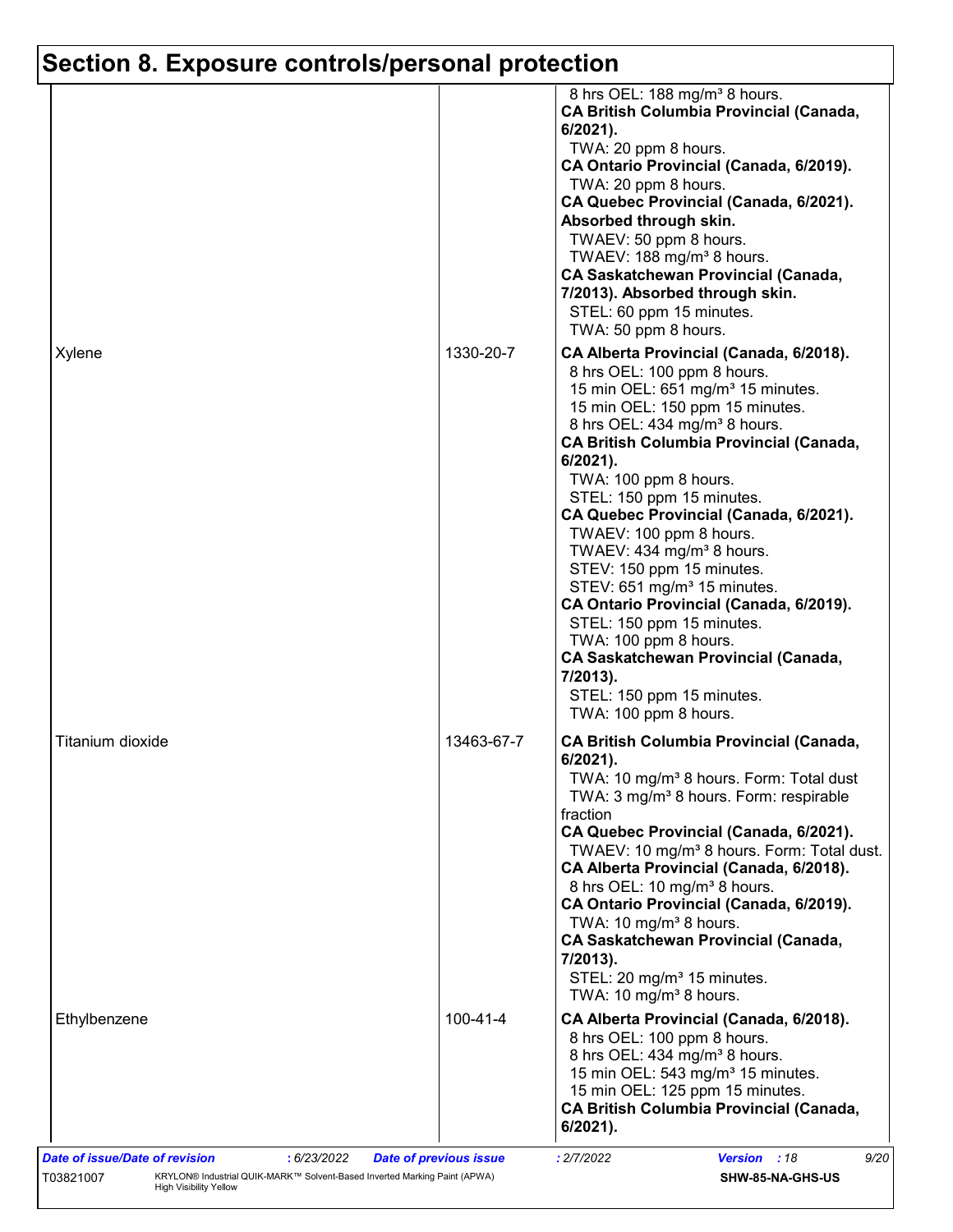## Section 8. Exposure controls/personal protection

| | | |
|---|---|---|
| | | 8 hrs OEL: 188 mg/m³ 8 hours.<br>**CA British Columbia Provincial (Canada, 6/2021).**<br>TWA: 20 ppm 8 hours.<br>**CA Ontario Provincial (Canada, 6/2019).**<br>TWA: 20 ppm 8 hours.<br>**CA Quebec Provincial (Canada, 6/2021). Absorbed through skin.**<br>TWAEV: 50 ppm 8 hours.<br>TWAEV: 188 mg/m³ 8 hours.<br>**CA Saskatchewan Provincial (Canada, 7/2013). Absorbed through skin.**<br>STEL: 60 ppm 15 minutes.<br>TWA: 50 ppm 8 hours. |
| Xylene | 1330-20-7 | **CA Alberta Provincial (Canada, 6/2018).**<br>8 hrs OEL: 100 ppm 8 hours.<br>15 min OEL: 651 mg/m³ 15 minutes.<br>15 min OEL: 150 ppm 15 minutes.<br>8 hrs OEL: 434 mg/m³ 8 hours.<br>**CA British Columbia Provincial (Canada, 6/2021).**<br>TWA: 100 ppm 8 hours.<br>STEL: 150 ppm 15 minutes.<br>**CA Quebec Provincial (Canada, 6/2021).**<br>TWAEV: 100 ppm 8 hours.<br>TWAEV: 434 mg/m³ 8 hours.<br>STEV: 150 ppm 15 minutes.<br>STEV: 651 mg/m³ 15 minutes.<br>**CA Ontario Provincial (Canada, 6/2019).**<br>STEL: 150 ppm 15 minutes.<br>TWA: 100 ppm 8 hours.<br>**CA Saskatchewan Provincial (Canada, 7/2013).**<br>STEL: 150 ppm 15 minutes.<br>TWA: 100 ppm 8 hours. |
| Titanium dioxide | 13463-67-7 | **CA British Columbia Provincial (Canada, 6/2021).**<br>TWA: 10 mg/m³ 8 hours. Form: Total dust<br>TWA: 3 mg/m³ 8 hours. Form: respirable fraction<br>**CA Quebec Provincial (Canada, 6/2021).**<br>TWAEV: 10 mg/m³ 8 hours. Form: Total dust.<br>**CA Alberta Provincial (Canada, 6/2018).**<br>8 hrs OEL: 10 mg/m³ 8 hours.<br>**CA Ontario Provincial (Canada, 6/2019).**<br>TWA: 10 mg/m³ 8 hours.<br>**CA Saskatchewan Provincial (Canada, 7/2013).**<br>STEL: 20 mg/m³ 15 minutes.<br>TWA: 10 mg/m³ 8 hours. |
| Ethylbenzene | 100-41-4 | **CA Alberta Provincial (Canada, 6/2018).**<br>8 hrs OEL: 100 ppm 8 hours.<br>8 hrs OEL: 434 mg/m³ 8 hours.<br>15 min OEL: 543 mg/m³ 15 minutes.<br>15 min OEL: 125 ppm 15 minutes.<br>**CA British Columbia Provincial (Canada, 6/2021).** |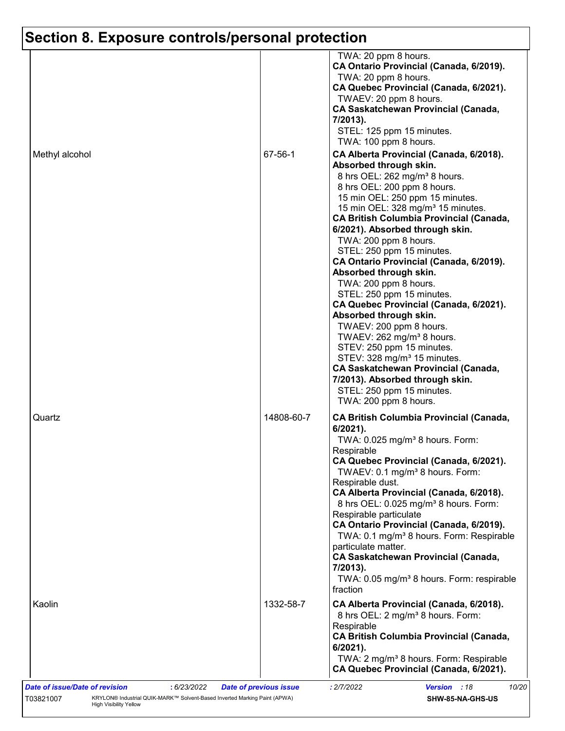## Section 8. Exposure controls/personal protection

| | | |
|---|---|---|
| | | TWA: 20 ppm 8 hours.<br>**CA Ontario Provincial (Canada, 6/2019).**<br>TWA: 20 ppm 8 hours.<br>**CA Quebec Provincial (Canada, 6/2021).**<br>TWAEV: 20 ppm 8 hours.<br>**CA Saskatchewan Provincial (Canada, 7/2013).**<br>STEL: 125 ppm 15 minutes.<br>TWA: 100 ppm 8 hours. |
| Methyl alcohol | 67-56-1 | **CA Alberta Provincial (Canada, 6/2018). Absorbed through skin.**<br>8 hrs OEL: 262 mg/m³ 8 hours.<br>8 hrs OEL: 200 ppm 8 hours.<br>15 min OEL: 250 ppm 15 minutes.<br>15 min OEL: 328 mg/m³ 15 minutes.<br>**CA British Columbia Provincial (Canada, 6/2021). Absorbed through skin.**<br>TWA: 200 ppm 8 hours.<br>STEL: 250 ppm 15 minutes.<br>**CA Ontario Provincial (Canada, 6/2019). Absorbed through skin.**<br>TWA: 200 ppm 8 hours.<br>STEL: 250 ppm 15 minutes.<br>**CA Quebec Provincial (Canada, 6/2021). Absorbed through skin.**<br>TWAEV: 200 ppm 8 hours.<br>TWAEV: 262 mg/m³ 8 hours.<br>STEV: 250 ppm 15 minutes.<br>STEV: 328 mg/m³ 15 minutes.<br>**CA Saskatchewan Provincial (Canada, 7/2013). Absorbed through skin.**<br>STEL: 250 ppm 15 minutes.<br>TWA: 200 ppm 8 hours. |
| Quartz | 14808-60-7 | **CA British Columbia Provincial (Canada, 6/2021).**<br>TWA: 0.025 mg/m³ 8 hours. Form: Respirable<br>**CA Quebec Provincial (Canada, 6/2021).**<br>TWAEV: 0.1 mg/m³ 8 hours. Form: Respirable dust.<br>**CA Alberta Provincial (Canada, 6/2018).**<br>8 hrs OEL: 0.025 mg/m³ 8 hours. Form: Respirable particulate<br>**CA Ontario Provincial (Canada, 6/2019).**<br>TWA: 0.1 mg/m³ 8 hours. Form: Respirable particulate matter.<br>**CA Saskatchewan Provincial (Canada, 7/2013).**<br>TWA: 0.05 mg/m³ 8 hours. Form: respirable fraction |
| Kaolin | 1332-58-7 | **CA Alberta Provincial (Canada, 6/2018).**<br>8 hrs OEL: 2 mg/m³ 8 hours. Form: Respirable<br>**CA British Columbia Provincial (Canada, 6/2021).**<br>TWA: 2 mg/m³ 8 hours. Form: Respirable<br>**CA Quebec Provincial (Canada, 6/2021).** |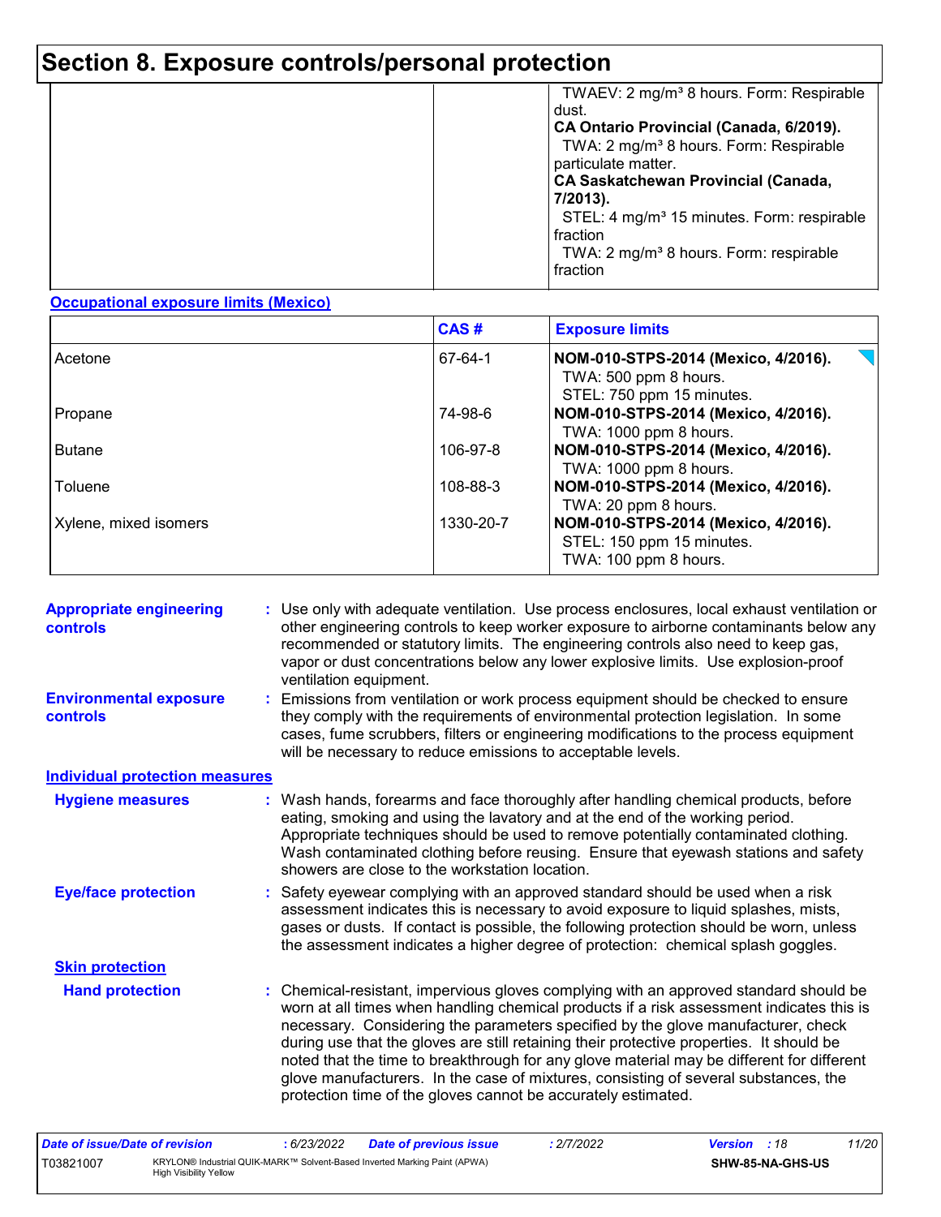# Section 8. Exposure controls/personal protection

| | | |
|---|---|---|
| | | TWAEV: 2 mg/m³ 8 hours. Form: Respirable dust.<br>**CA Ontario Provincial (Canada, 6/2019).**<br>TWA: 2 mg/m³ 8 hours. Form: Respirable particulate matter.<br>**CA Saskatchewan Provincial (Canada, 7/2013).**<br>STEL: 4 mg/m³ 15 minutes. Form: respirable fraction<br>TWA: 2 mg/m³ 8 hours. Form: respirable fraction |

**Occupational exposure limits (Mexico)**

| | CAS # | Exposure limits |
|---|---|---|
| Acetone | 67-64-1 | **NOM-010-STPS-2014 (Mexico, 4/2016).**<br>TWA: 500 ppm 8 hours.<br>STEL: 750 ppm 15 minutes. |
| Propane | 74-98-6 | **NOM-010-STPS-2014 (Mexico, 4/2016).**<br>TWA: 1000 ppm 8 hours. |
| Butane | 106-97-8 | **NOM-010-STPS-2014 (Mexico, 4/2016).**<br>TWA: 1000 ppm 8 hours. |
| Toluene | 108-88-3 | **NOM-010-STPS-2014 (Mexico, 4/2016).**<br>TWA: 20 ppm 8 hours. |
| Xylene, mixed isomers | 1330-20-7 | **NOM-010-STPS-2014 (Mexico, 4/2016).**<br>STEL: 150 ppm 15 minutes.<br>TWA: 100 ppm 8 hours. |

**Appropriate engineering controls** : Use only with adequate ventilation. Use process enclosures, local exhaust ventilation or other engineering controls to keep worker exposure to airborne contaminants below any recommended or statutory limits. The engineering controls also need to keep gas, vapor or dust concentrations below any lower explosive limits. Use explosion-proof ventilation equipment.

**Environmental exposure controls** : Emissions from ventilation or work process equipment should be checked to ensure they comply with the requirements of environmental protection legislation. In some cases, fume scrubbers, filters or engineering modifications to the process equipment will be necessary to reduce emissions to acceptable levels.

**Individual protection measures**

**Hygiene measures** : Wash hands, forearms and face thoroughly after handling chemical products, before eating, smoking and using the lavatory and at the end of the working period. Appropriate techniques should be used to remove potentially contaminated clothing. Wash contaminated clothing before reusing. Ensure that eyewash stations and safety showers are close to the workstation location.

**Eye/face protection** : Safety eyewear complying with an approved standard should be used when a risk assessment indicates this is necessary to avoid exposure to liquid splashes, mists, gases or dusts. If contact is possible, the following protection should be worn, unless the assessment indicates a higher degree of protection: chemical splash goggles.

**Skin protection**

**Hand protection** : Chemical-resistant, impervious gloves complying with an approved standard should be worn at all times when handling chemical products if a risk assessment indicates this is necessary. Considering the parameters specified by the glove manufacturer, check during use that the gloves are still retaining their protective properties. It should be noted that the time to breakthrough for any glove material may be different for different glove manufacturers. In the case of mixtures, consisting of several substances, the protection time of the gloves cannot be accurately estimated.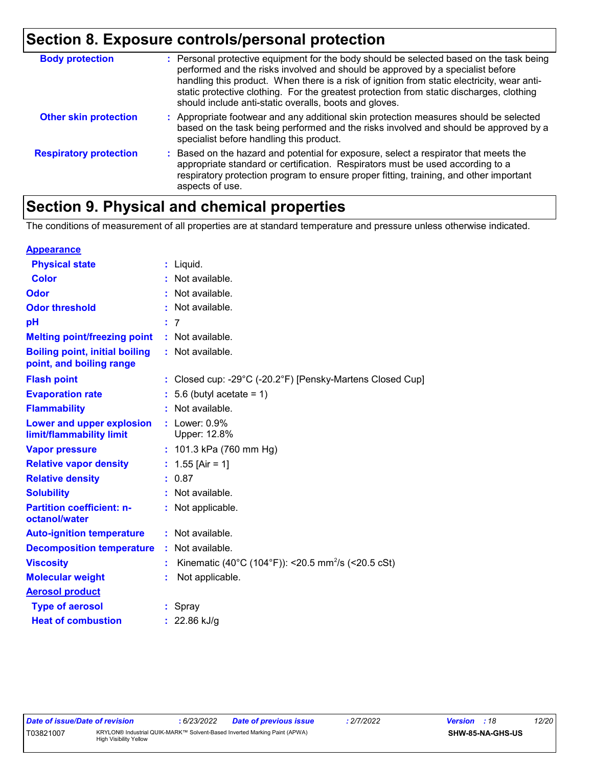## Section 8. Exposure controls/personal protection

| | |
|---|---|
| **Body protection** | : Personal protective equipment for the body should be selected based on the task being performed and the risks involved and should be approved by a specialist before handling this product. When there is a risk of ignition from static electricity, wear anti-static protective clothing. For the greatest protection from static discharges, clothing should include anti-static overalls, boots and gloves. |
| **Other skin protection** | : Appropriate footwear and any additional skin protection measures should be selected based on the task being performed and the risks involved and should be approved by a specialist before handling this product. |
| **Respiratory protection** | : Based on the hazard and potential for exposure, select a respirator that meets the appropriate standard or certification. Respirators must be used according to a respiratory protection program to ensure proper fitting, training, and other important aspects of use. |

## Section 9. Physical and chemical properties

The conditions of measurement of all properties are at standard temperature and pressure unless otherwise indicated.

**Appearance**

| | |
|---|---|
| **Physical state** | : Liquid. |
| **Color** | : Not available. |
| **Odor** | : Not available. |
| **Odor threshold** | : Not available. |
| **pH** | : 7 |
| **Melting point/freezing point** | : Not available. |
| **Boiling point, initial boiling point, and boiling range** | : Not available. |
| **Flash point** | : Closed cup: -29°C (-20.2°F) [Pensky-Martens Closed Cup] |
| **Evaporation rate** | : 5.6 (butyl acetate = 1) |
| **Flammability** | : Not available. |
| **Lower and upper explosion limit/flammability limit** | : Lower: 0.9%<br>Upper: 12.8% |
| **Vapor pressure** | : 101.3 kPa (760 mm Hg) |
| **Relative vapor density** | : 1.55 [Air = 1] |
| **Relative density** | : 0.87 |
| **Solubility** | : Not available. |
| **Partition coefficient: n-octanol/water** | : Not applicable. |
| **Auto-ignition temperature** | : Not available. |
| **Decomposition temperature** | : Not available. |
| **Viscosity** | : Kinematic (40°C (104°F)): <20.5 $mm^2/s$ (<20.5 cSt) |
| **Molecular weight** | : Not applicable. |

**Aerosol product**

| | |
|---|---|
| **Type of aerosol** | : Spray |
| **Heat of combustion** | : 22.86 kJ/g |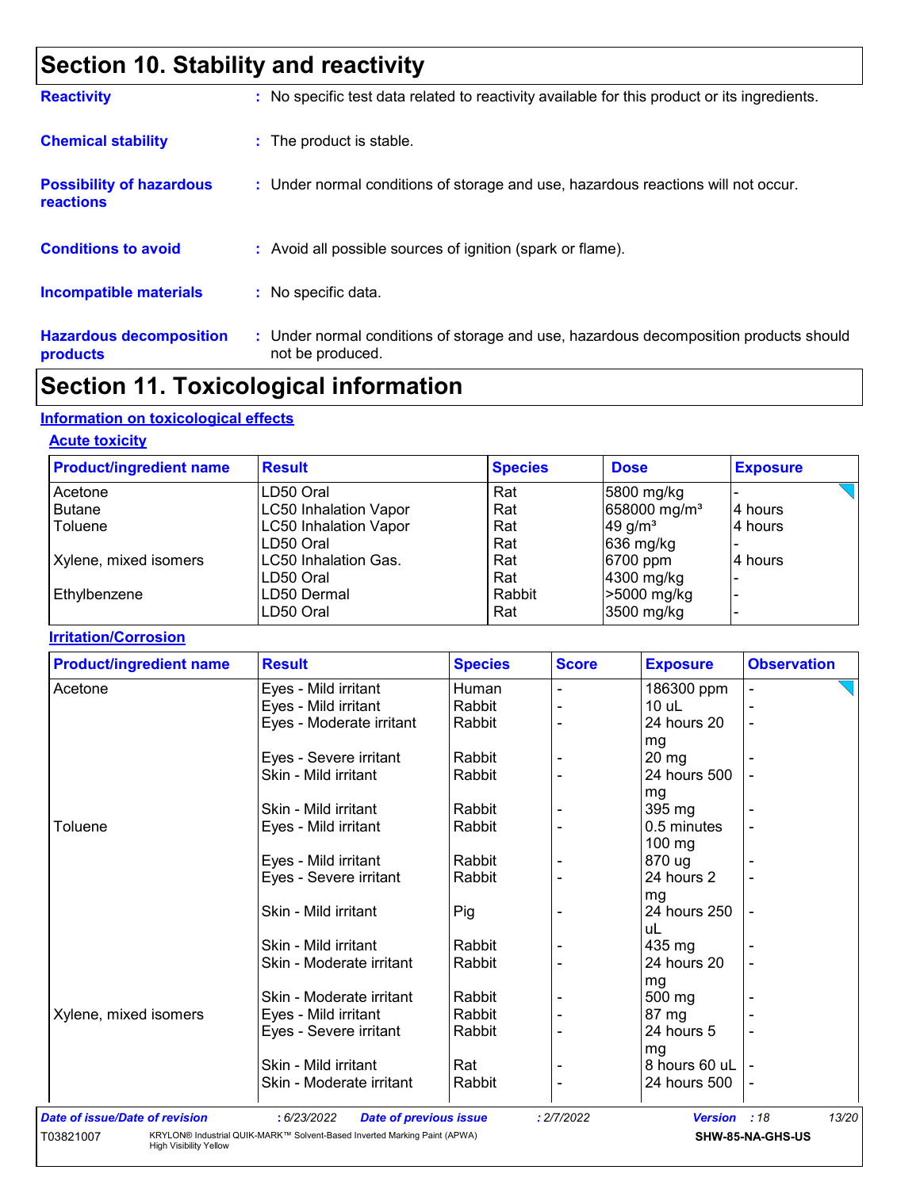## Section 10. Stability and reactivity

**Reactivity** : No specific test data related to reactivity available for this product or its ingredients.

**Chemical stability** : The product is stable.

**Possibility of hazardous reactions** : Under normal conditions of storage and use, hazardous reactions will not occur.

**Conditions to avoid** : Avoid all possible sources of ignition (spark or flame).

**Incompatible materials** : No specific data.

**Hazardous decomposition products** : Under normal conditions of storage and use, hazardous decomposition products should not be produced.

## Section 11. Toxicological information

### Information on toxicological effects

#### Acute toxicity

| Product/ingredient name | Result | Species | Dose | Exposure |
|---|---|---|---|---|
| Acetone | LD50 Oral | Rat | 5800 mg/kg | - |
| Butane | LC50 Inhalation Vapor | Rat | 658000 mg/m³ | 4 hours |
| Toluene | LC50 Inhalation Vapor | Rat | 49 g/m³ | 4 hours |
| | LD50 Oral | Rat | 636 mg/kg | - |
| Xylene, mixed isomers | LC50 Inhalation Gas. | Rat | 6700 ppm | 4 hours |
| | LD50 Oral | Rat | 4300 mg/kg | - |
| Ethylbenzene | LD50 Dermal | Rabbit | >5000 mg/kg | - |
| | LD50 Oral | Rat | 3500 mg/kg | - |

#### Irritation/Corrosion

| Product/ingredient name | Result | Species | Score | Exposure | Observation |
|---|---|---|---|---|---|
| Acetone | Eyes - Mild irritant | Human | - | 186300 ppm | - |
| | Eyes - Mild irritant | Rabbit | - | 10 uL | - |
| | Eyes - Moderate irritant | Rabbit | - | 24 hours 20 mg | - |
| | Eyes - Severe irritant | Rabbit | - | 20 mg | - |
| | Skin - Mild irritant | Rabbit | - | 24 hours 500 mg | - |
| | Skin - Mild irritant | Rabbit | - | 395 mg | - |
| Toluene | Eyes - Mild irritant | Rabbit | - | 0.5 minutes 100 mg | - |
| | Eyes - Mild irritant | Rabbit | - | 870 ug | - |
| | Eyes - Severe irritant | Rabbit | - | 24 hours 2 mg | - |
| | Skin - Mild irritant | Pig | - | 24 hours 250 uL | - |
| | Skin - Mild irritant | Rabbit | - | 435 mg | - |
| | Skin - Moderate irritant | Rabbit | - | 24 hours 20 mg | - |
| | Skin - Moderate irritant | Rabbit | - | 500 mg | - |
| Xylene, mixed isomers | Eyes - Mild irritant | Rabbit | - | 87 mg | - |
| | Eyes - Severe irritant | Rabbit | - | 24 hours 5 mg | - |
| | Skin - Mild irritant | Rat | - | 8 hours 60 uL | - |
| | Skin - Moderate irritant | Rabbit | - | 24 hours 500 | - |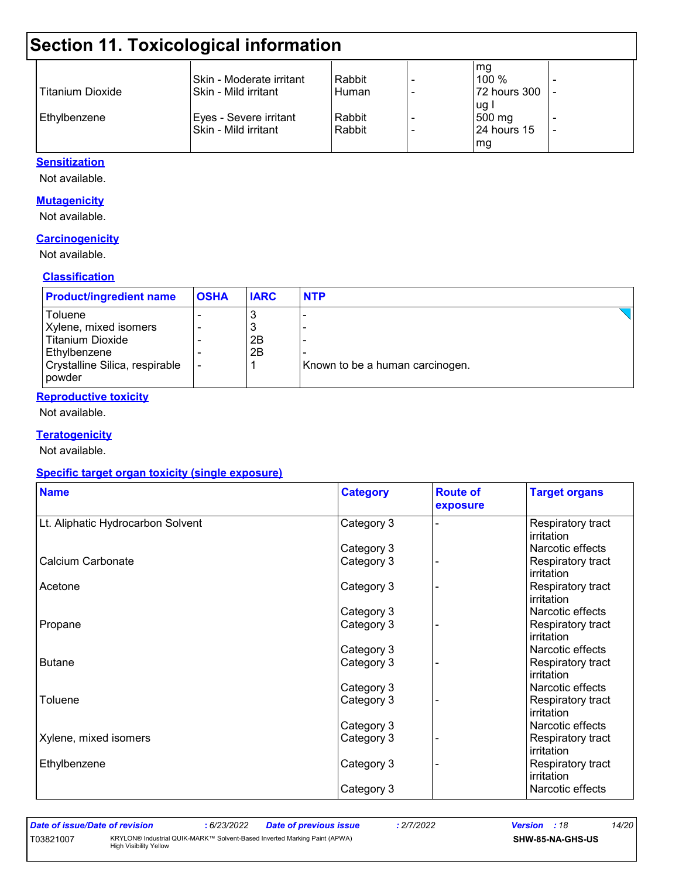# Section 11. Toxicological information

| | | | | | |
|---|---|---|---|---|---|
| | Skin - Moderate irritant | Rabbit | - | mg 100 % | - |
| Titanium Dioxide | Skin - Mild irritant | Human | - | 72 hours 300 ug I | - |
| Ethylbenzene | Eyes - Severe irritant | Rabbit | - | 500 mg | - |
| | Skin - Mild irritant | Rabbit | - | 24 hours 15 mg | - |

**Sensitization**

Not available.

**Mutagenicity**

Not available.

**Carcinogenicity**

Not available.

**Classification**

| Product/ingredient name | OSHA | IARC | NTP |
|---|---|---|---|
| Toluene | - | 3 | - |
| Xylene, mixed isomers | - | 3 | - |
| Titanium Dioxide | - | 2B | - |
| Ethylbenzene | - | 2B | - |
| Crystalline Silica, respirable powder | - | 1 | Known to be a human carcinogen. |

**Reproductive toxicity**

Not available.

**Teratogenicity**

Not available.

**Specific target organ toxicity (single exposure)**

| Name | Category | Route of exposure | Target organs |
|---|---|---|---|
| Lt. Aliphatic Hydrocarbon Solvent | Category 3 | - | Respiratory tract irritation |
| | Category 3 | | Narcotic effects |
| Calcium Carbonate | Category 3 | - | Respiratory tract irritation |
| Acetone | Category 3 | - | Respiratory tract irritation |
| | Category 3 | | Narcotic effects |
| Propane | Category 3 | - | Respiratory tract irritation |
| | Category 3 | | Narcotic effects |
| Butane | Category 3 | - | Respiratory tract irritation |
| | Category 3 | | Narcotic effects |
| Toluene | Category 3 | - | Respiratory tract irritation |
| | Category 3 | | Narcotic effects |
| Xylene, mixed isomers | Category 3 | - | Respiratory tract irritation |
| Ethylbenzene | Category 3 | - | Respiratory tract irritation |
| | Category 3 | | Narcotic effects |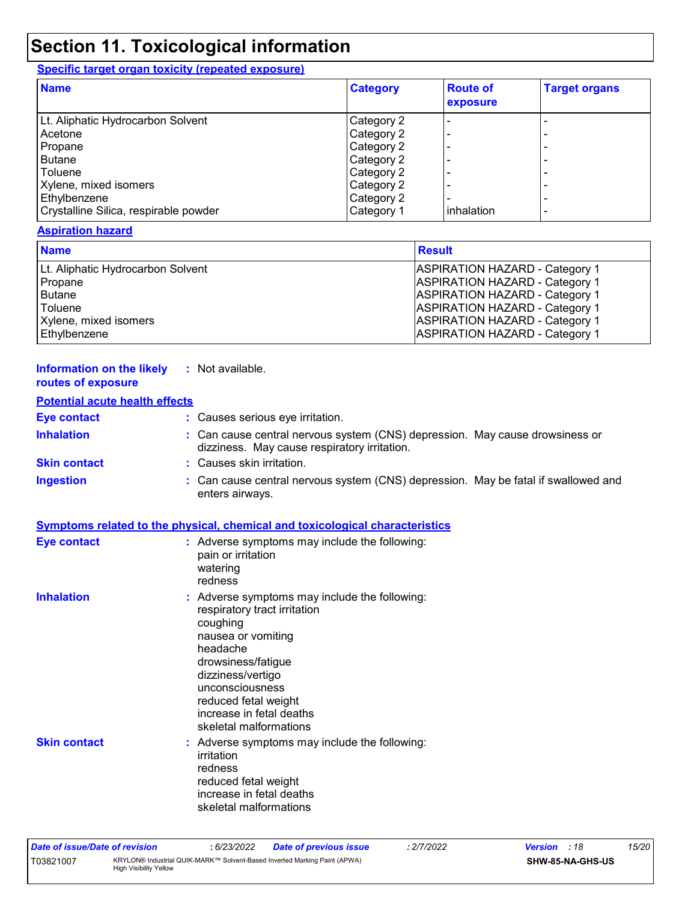# Section 11. Toxicological information

### Specific target organ toxicity (repeated exposure)

| Name | Category | Route of exposure | Target organs |
|---|---|---|---|
| Lt. Aliphatic Hydrocarbon Solvent | Category 2 | - | - |
| Acetone | Category 2 | - | - |
| Propane | Category 2 | - | - |
| Butane | Category 2 | - | - |
| Toluene | Category 2 | - | - |
| Xylene, mixed isomers | Category 2 | - | - |
| Ethylbenzene | Category 2 | - | - |
| Crystalline Silica, respirable powder | Category 1 | inhalation | - |

### Aspiration hazard

| Name | Result |
|---|---|
| Lt. Aliphatic Hydrocarbon Solvent | ASPIRATION HAZARD - Category 1 |
| Propane | ASPIRATION HAZARD - Category 1 |
| Butane | ASPIRATION HAZARD - Category 1 |
| Toluene | ASPIRATION HAZARD - Category 1 |
| Xylene, mixed isomers | ASPIRATION HAZARD - Category 1 |
| Ethylbenzene | ASPIRATION HAZARD - Category 1 |

**Information on the likely routes of exposure** : Not available.

### Potential acute health effects

**Eye contact** : Causes serious eye irritation.

**Inhalation** : Can cause central nervous system (CNS) depression. May cause drowsiness or dizziness. May cause respiratory irritation.

**Skin contact** : Causes skin irritation.

**Ingestion** : Can cause central nervous system (CNS) depression. May be fatal if swallowed and enters airways.

### Symptoms related to the physical, chemical and toxicological characteristics

**Eye contact** : Adverse symptoms may include the following:
pain or irritation
watering
redness

**Inhalation** : Adverse symptoms may include the following:
respiratory tract irritation
coughing
nausea or vomiting
headache
drowsiness/fatigue
dizziness/vertigo
unconsciousness
reduced fetal weight
increase in fetal deaths
skeletal malformations

**Skin contact** : Adverse symptoms may include the following:
irritation
redness
reduced fetal weight
increase in fetal deaths
skeletal malformations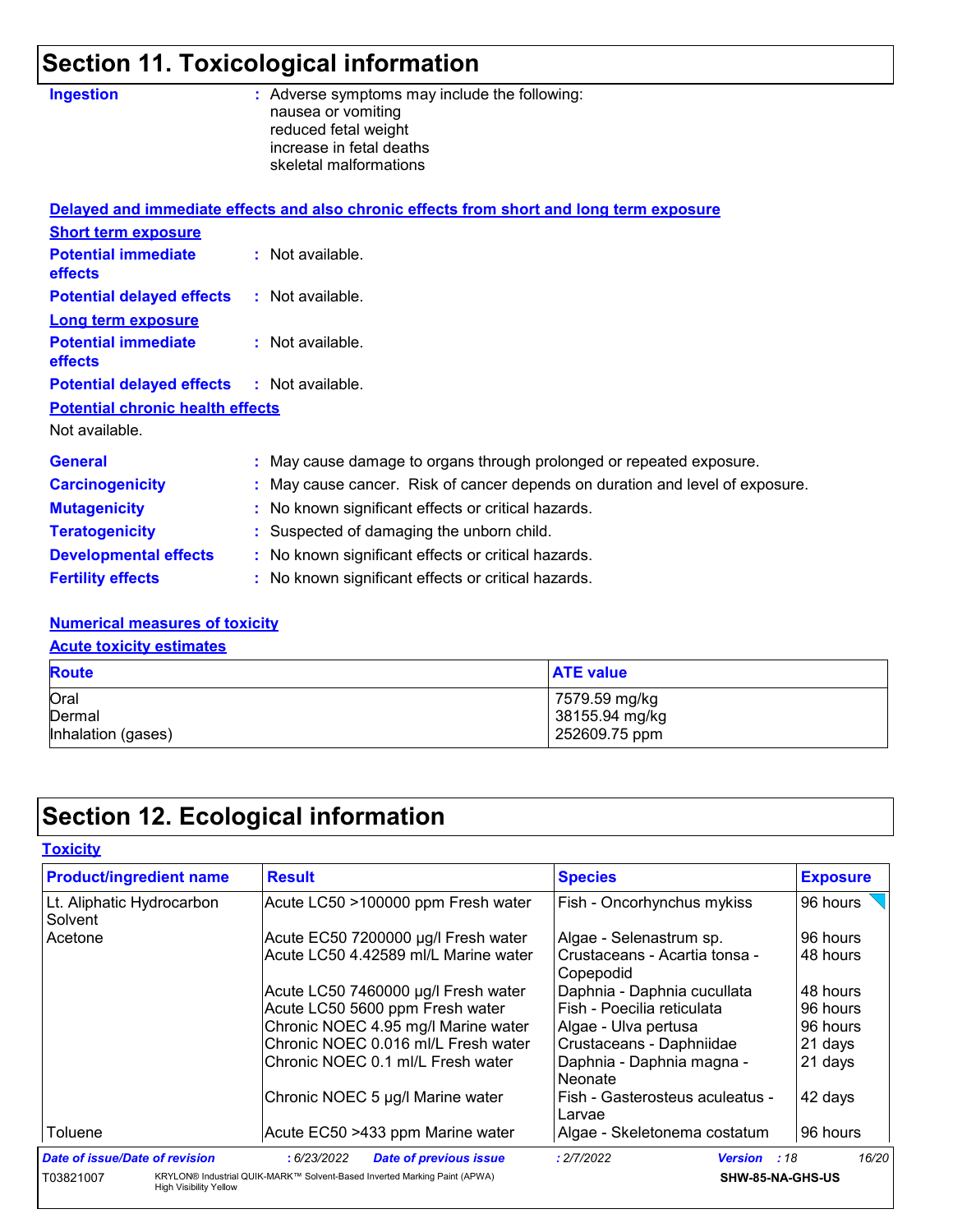# Section 11. Toxicological information

**Ingestion** : Adverse symptoms may include the following:
nausea or vomiting
reduced fetal weight
increase in fetal deaths
skeletal malformations

**Delayed and immediate effects and also chronic effects from short and long term exposure**

**Short term exposure**

**Potential immediate effects** : Not available.

**Potential delayed effects** : Not available.

**Long term exposure**

**Potential immediate effects** : Not available.

**Potential delayed effects** : Not available.

**Potential chronic health effects**

Not available.

**General** : May cause damage to organs through prolonged or repeated exposure.

**Carcinogenicity** : May cause cancer. Risk of cancer depends on duration and level of exposure.

**Mutagenicity** : No known significant effects or critical hazards.

**Teratogenicity** : Suspected of damaging the unborn child.

**Developmental effects** : No known significant effects or critical hazards.

**Fertility effects** : No known significant effects or critical hazards.

**Numerical measures of toxicity**

**Acute toxicity estimates**

| Route | ATE value |
|---|---|
| Oral | 7579.59 mg/kg |
| Dermal | 38155.94 mg/kg |
| Inhalation (gases) | 252609.75 ppm |

# Section 12. Ecological information

**Toxicity**

| Product/ingredient name | Result | Species | Exposure |
|---|---|---|---|
| Lt. Aliphatic Hydrocarbon Solvent | Acute LC50 >100000 ppm Fresh water | Fish - Oncorhynchus mykiss | 96 hours |
| Acetone | Acute EC50 7200000 µg/l Fresh water | Algae - Selenastrum sp. | 96 hours |
| | Acute LC50 4.42589 ml/L Marine water | Crustaceans - Acartia tonsa - Copepodid | 48 hours |
| | Acute LC50 7460000 µg/l Fresh water | Daphnia - Daphnia cucullata | 48 hours |
| | Acute LC50 5600 ppm Fresh water | Fish - Poecilia reticulata | 96 hours |
| | Chronic NOEC 4.95 mg/l Marine water | Algae - Ulva pertusa | 96 hours |
| | Chronic NOEC 0.016 ml/L Fresh water | Crustaceans - Daphniidae | 21 days |
| | Chronic NOEC 0.1 ml/L Fresh water | Daphnia - Daphnia magna - Neonate | 21 days |
| | Chronic NOEC 5 µg/l Marine water | Fish - Gasterosteus aculeatus - Larvae | 42 days |
| Toluene | Acute EC50 >433 ppm Marine water | Algae - Skeletonema costatum | 96 hours |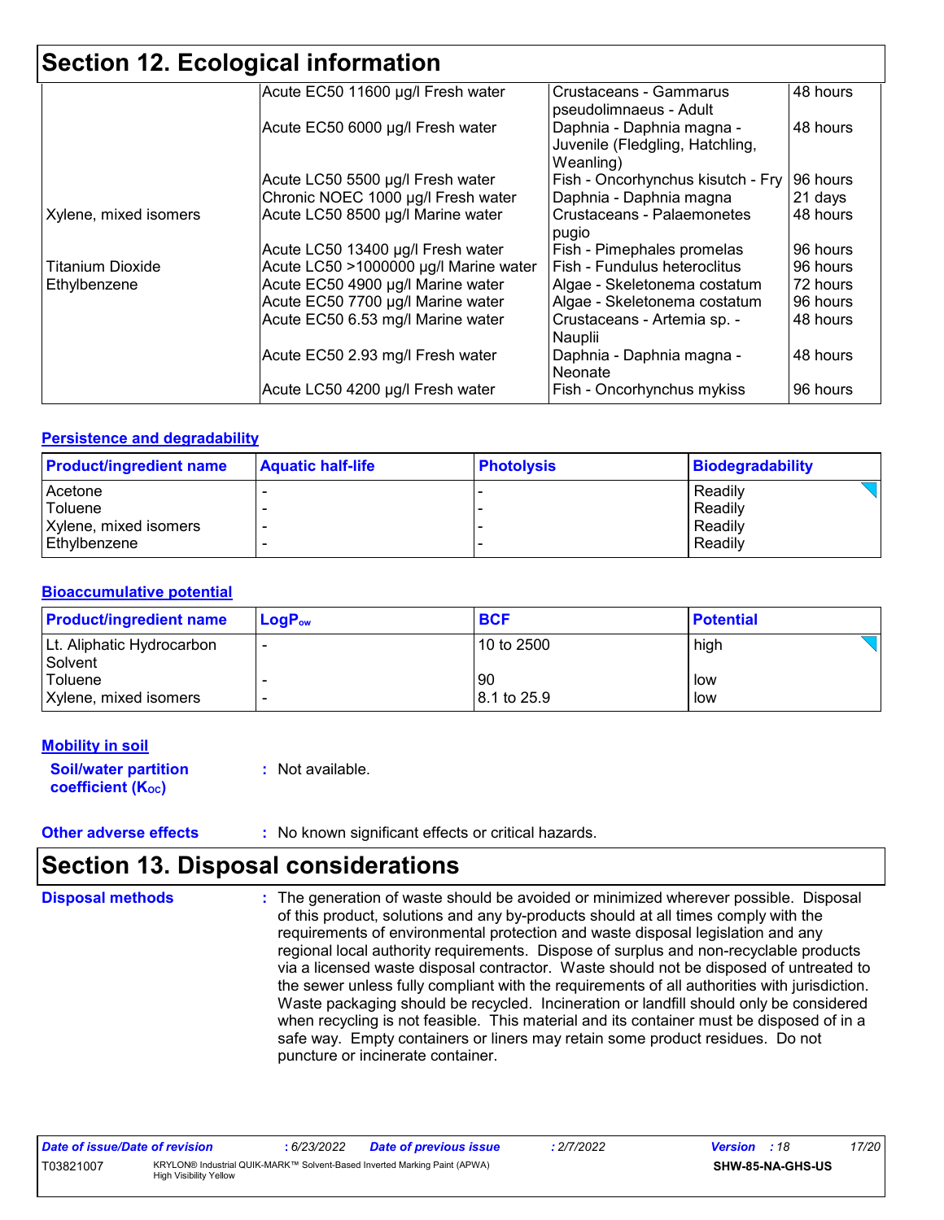# Section 12. Ecological information

| | | | |
|---|---|---|---|
| | Acute EC50 11600 µg/l Fresh water | Crustaceans - Gammarus pseudolimnaeus - Adult | 48 hours |
| | Acute EC50 6000 µg/l Fresh water | Daphnia - Daphnia magna - Juvenile (Fledgling, Hatchling, Weanling) | 48 hours |
| | Acute LC50 5500 µg/l Fresh water | Fish - Oncorhynchus kisutch - Fry | 96 hours |
| | Chronic NOEC 1000 µg/l Fresh water | Daphnia - Daphnia magna | 21 days |
| Xylene, mixed isomers | Acute LC50 8500 µg/l Marine water | Crustaceans - Palaemonetes pugio | 48 hours |
| | Acute LC50 13400 µg/l Fresh water | Fish - Pimephales promelas | 96 hours |
| Titanium Dioxide | Acute LC50 >1000000 µg/l Marine water | Fish - Fundulus heteroclitus | 96 hours |
| Ethylbenzene | Acute EC50 4900 µg/l Marine water | Algae - Skeletonema costatum | 72 hours |
| | Acute EC50 7700 µg/l Marine water | Algae - Skeletonema costatum | 96 hours |
| | Acute EC50 6.53 mg/l Marine water | Crustaceans - Artemia sp. - Nauplii | 48 hours |
| | Acute EC50 2.93 mg/l Fresh water | Daphnia - Daphnia magna - Neonate | 48 hours |
| | Acute LC50 4200 µg/l Fresh water | Fish - Oncorhynchus mykiss | 96 hours |

## Persistence and degradability

| Product/ingredient name | Aquatic half-life | Photolysis | Biodegradability |
|---|---|---|---|
| Acetone | - | - | Readily |
| Toluene | - | - | Readily |
| Xylene, mixed isomers | - | - | Readily |
| Ethylbenzene | - | - | Readily |

## Bioaccumulative potential

| Product/ingredient name | $LogP_{ow}$ | BCF | Potential |
|---|---|---|---|
| Lt. Aliphatic Hydrocarbon Solvent | - | 10 to 2500 | high |
| Toluene | - | 90 | low |
| Xylene, mixed isomers | - | 8.1 to 25.9 | low |

## Mobility in soil

**Soil/water partition coefficient ($K_{OC}$)** : Not available.

**Other adverse effects** : No known significant effects or critical hazards.

# Section 13. Disposal considerations

**Disposal methods** : The generation of waste should be avoided or minimized wherever possible. Disposal of this product, solutions and any by-products should at all times comply with the requirements of environmental protection and waste disposal legislation and any regional local authority requirements. Dispose of surplus and non-recyclable products via a licensed waste disposal contractor. Waste should not be disposed of untreated to the sewer unless fully compliant with the requirements of all authorities with jurisdiction. Waste packaging should be recycled. Incineration or landfill should only be considered when recycling is not feasible. This material and its container must be disposed of in a safe way. Empty containers or liners may retain some product residues. Do not puncture or incinerate container.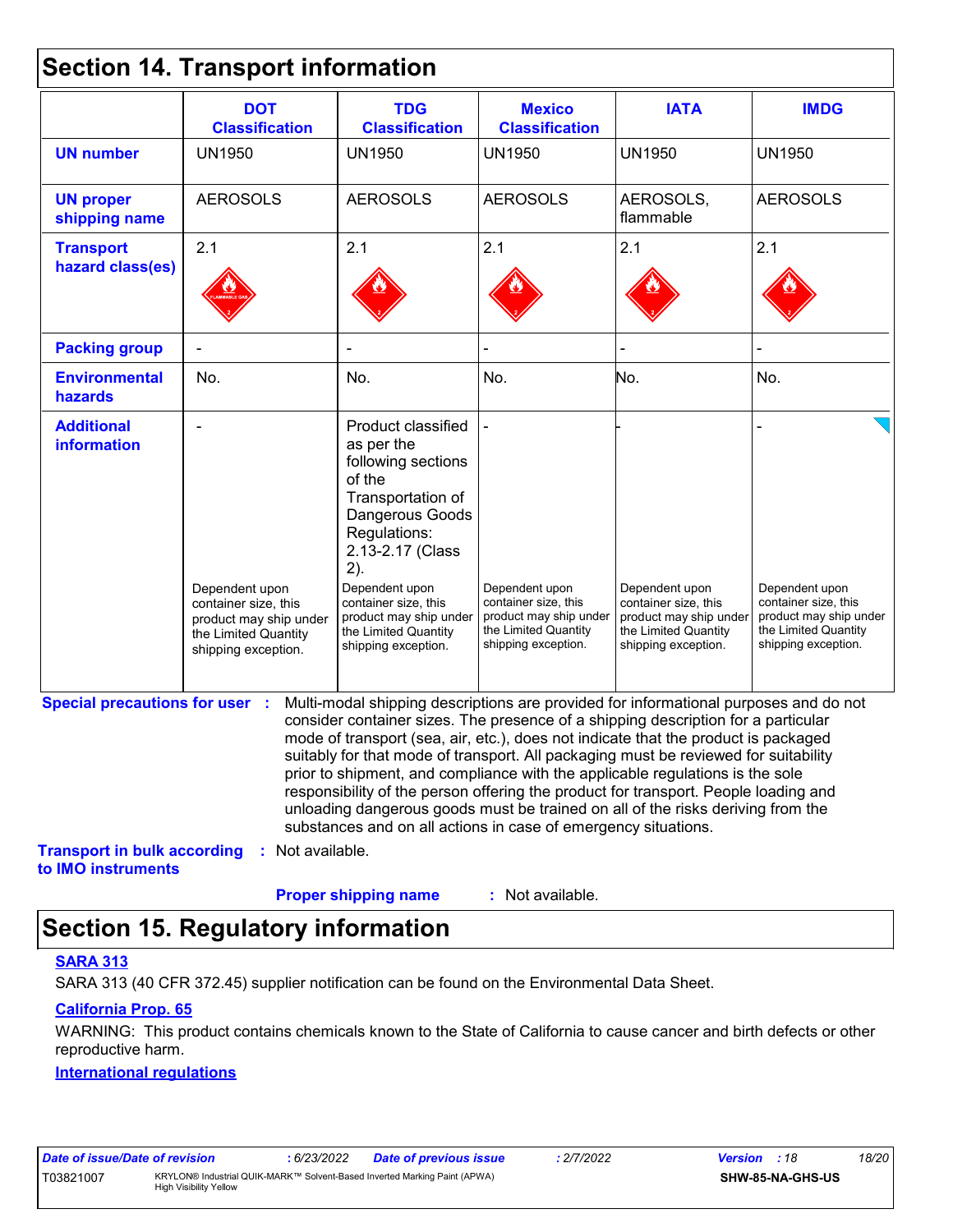## Section 14. Transport information

| | DOT Classification | TDG Classification | Mexico Classification | IATA | IMDG |
|---|---|---|---|---|---|
| **UN number** | UN1950 | UN1950 | UN1950 | UN1950 | UN1950 |
| **UN proper shipping name** | AEROSOLS | AEROSOLS | AEROSOLS | AEROSOLS, flammable | AEROSOLS |
| **Transport hazard class(es)** | 2.1 | 2.1 | 2.1 | 2.1 | 2.1 |
| **Packing group** | - | - | - | - | - |
| **Environmental hazards** | No. | No. | No. | No. | No. |
| **Additional information** | - <br><br> Dependent upon container size, this product may ship under the Limited Quantity shipping exception. | Product classified as per the following sections of the Transportation of Dangerous Goods Regulations: 2.13-2.17 (Class 2). <br><br> Dependent upon container size, this product may ship under the Limited Quantity shipping exception. | - <br><br> Dependent upon container size, this product may ship under the Limited Quantity shipping exception. | - <br><br> Dependent upon container size, this product may ship under the Limited Quantity shipping exception. | - <br><br> Dependent upon container size, this product may ship under the Limited Quantity shipping exception. |

**Special precautions for user** : Multi-modal shipping descriptions are provided for informational purposes and do not consider container sizes. The presence of a shipping description for a particular mode of transport (sea, air, etc.), does not indicate that the product is packaged suitably for that mode of transport. All packaging must be reviewed for suitability prior to shipment, and compliance with the applicable regulations is the sole responsibility of the person offering the product for transport. People loading and unloading dangerous goods must be trained on all of the risks deriving from the substances and on all actions in case of emergency situations.

**Transport in bulk according to IMO instruments** : Not available.

**Proper shipping name** : Not available.

## Section 15. Regulatory information

**SARA 313**

SARA 313 (40 CFR 372.45) supplier notification can be found on the Environmental Data Sheet.

**California Prop. 65**

WARNING: This product contains chemicals known to the State of California to cause cancer and birth defects or other reproductive harm.

**International regulations**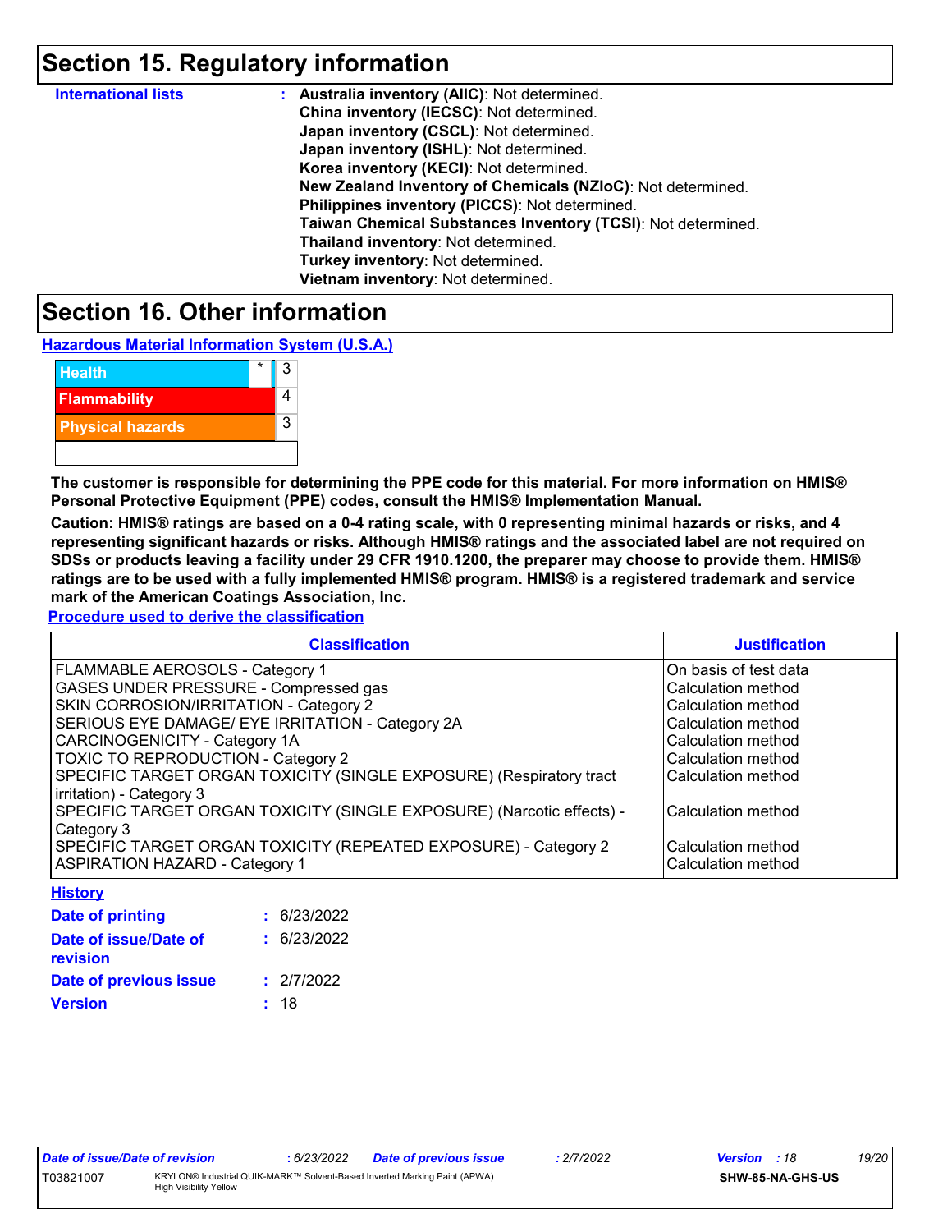## Section 15. Regulatory information

**International lists** : **Australia inventory (AIIC)**: Not determined.
**China inventory (IECSC)**: Not determined.
**Japan inventory (CSCL)**: Not determined.
**Japan inventory (ISHL)**: Not determined.
**Korea inventory (KECI)**: Not determined.
**New Zealand Inventory of Chemicals (NZIoC)**: Not determined.
**Philippines inventory (PICCS)**: Not determined.
**Taiwan Chemical Substances Inventory (TCSI)**: Not determined.
**Thailand inventory**: Not determined.
**Turkey inventory**: Not determined.
**Vietnam inventory**: Not determined.

## Section 16. Other information

**Hazardous Material Information System (U.S.A.)**

| | | |
|---|---|---|
| Health | * | 3 |
| Flammability | | 4 |
| Physical hazards | | 3 |
| | | |

**The customer is responsible for determining the PPE code for this material. For more information on HMIS® Personal Protective Equipment (PPE) codes, consult the HMIS® Implementation Manual.**

**Caution: HMIS® ratings are based on a 0-4 rating scale, with 0 representing minimal hazards or risks, and 4 representing significant hazards or risks. Although HMIS® ratings and the associated label are not required on SDSs or products leaving a facility under 29 CFR 1910.1200, the preparer may choose to provide them. HMIS® ratings are to be used with a fully implemented HMIS® program. HMIS® is a registered trademark and service mark of the American Coatings Association, Inc.**

**Procedure used to derive the classification**

| Classification | Justification |
|---|---|
| FLAMMABLE AEROSOLS - Category 1 | On basis of test data |
| GASES UNDER PRESSURE - Compressed gas | Calculation method |
| SKIN CORROSION/IRRITATION - Category 2 | Calculation method |
| SERIOUS EYE DAMAGE/ EYE IRRITATION - Category 2A | Calculation method |
| CARCINOGENICITY - Category 1A | Calculation method |
| TOXIC TO REPRODUCTION - Category 2 | Calculation method |
| SPECIFIC TARGET ORGAN TOXICITY (SINGLE EXPOSURE) (Respiratory tract irritation) - Category 3 | Calculation method |
| SPECIFIC TARGET ORGAN TOXICITY (SINGLE EXPOSURE) (Narcotic effects) - Category 3 | Calculation method |
| SPECIFIC TARGET ORGAN TOXICITY (REPEATED EXPOSURE) - Category 2 | Calculation method |
| ASPIRATION HAZARD - Category 1 | Calculation method |

**History**

**Date of printing** : 6/23/2022

**Date of issue/Date of revision** : 6/23/2022

**Date of previous issue** : 2/7/2022

**Version** : 18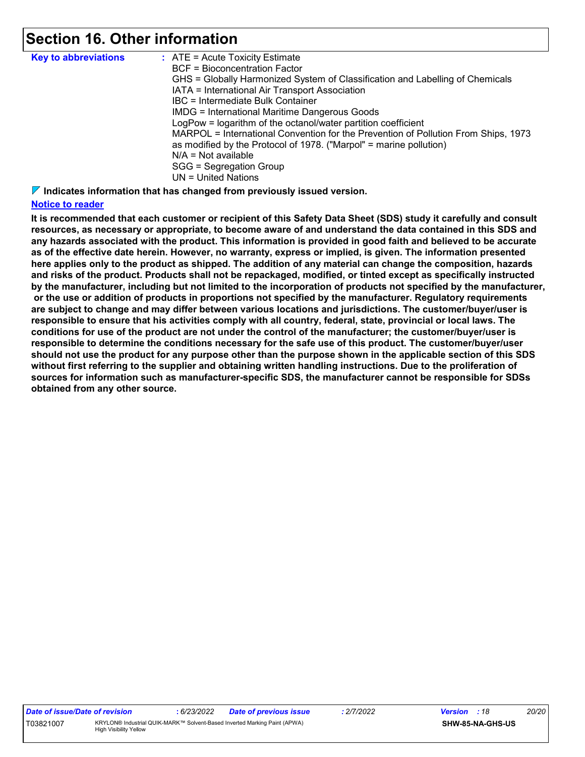# Section 16. Other information

**Key to abbreviations** : ATE = Acute Toxicity Estimate
BCF = Bioconcentration Factor
GHS = Globally Harmonized System of Classification and Labelling of Chemicals
IATA = International Air Transport Association
IBC = Intermediate Bulk Container
IMDG = International Maritime Dangerous Goods
LogPow = logarithm of the octanol/water partition coefficient
MARPOL = International Convention for the Prevention of Pollution From Ships, 1973 as modified by the Protocol of 1978. ("Marpol" = marine pollution)
N/A = Not available
SGG = Segregation Group
UN = United Nations

**Indicates information that has changed from previously issued version.**

**Notice to reader**

**It is recommended that each customer or recipient of this Safety Data Sheet (SDS) study it carefully and consult resources, as necessary or appropriate, to become aware of and understand the data contained in this SDS and any hazards associated with the product. This information is provided in good faith and believed to be accurate as of the effective date herein. However, no warranty, express or implied, is given. The information presented here applies only to the product as shipped. The addition of any material can change the composition, hazards and risks of the product. Products shall not be repackaged, modified, or tinted except as specifically instructed by the manufacturer, including but not limited to the incorporation of products not specified by the manufacturer, or the use or addition of products in proportions not specified by the manufacturer. Regulatory requirements are subject to change and may differ between various locations and jurisdictions. The customer/buyer/user is responsible to ensure that his activities comply with all country, federal, state, provincial or local laws. The conditions for use of the product are not under the control of the manufacturer; the customer/buyer/user is responsible to determine the conditions necessary for the safe use of this product. The customer/buyer/user should not use the product for any purpose other than the purpose shown in the applicable section of this SDS without first referring to the supplier and obtaining written handling instructions. Due to the proliferation of sources for information such as manufacturer-specific SDS, the manufacturer cannot be responsible for SDSs obtained from any other source.**